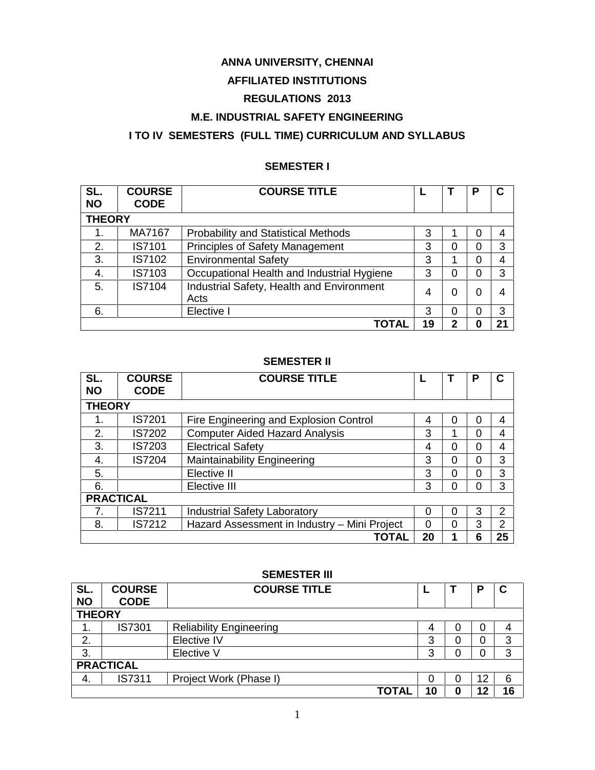# ANNA UNIVERSITY, CHENNAI

## AFFILIATED INSTITUTIONS

## REGULATIONS 2013

## M.E. INDUSTRIAL SAFETY ENGINEERING

## I TO IV SEMESTERS (FULL TIME) CURRICULUM AND SYLLABUS

### SEMESTER I

| SL. NO | COURSE CODE | COURSE TITLE | L | T | P | C |
|---|---|---|---|---|---|---|
| **THEORY** | | | | | | |
| 1. | MA7167 | Probability and Statistical Methods | 3 | 1 | 0 | 4 |
| 2. | IS7101 | Principles of Safety Management | 3 | 0 | 0 | 3 |
| 3. | IS7102 | Environmental Safety | 3 | 1 | 0 | 4 |
| 4. | IS7103 | Occupational Health and Industrial Hygiene | 3 | 0 | 0 | 3 |
| 5. | IS7104 | Industrial Safety, Health and Environment Acts | 4 | 0 | 0 | 4 |
| 6. | | Elective I | 3 | 0 | 0 | 3 |
| | | **TOTAL** | **19** | **2** | **0** | **21** |

### SEMESTER II

| SL. NO | COURSE CODE | COURSE TITLE | L | T | P | C |
|---|---|---|---|---|---|---|
| **THEORY** | | | | | | |
| 1. | IS7201 | Fire Engineering and Explosion Control | 4 | 0 | 0 | 4 |
| 2. | IS7202 | Computer Aided Hazard Analysis | 3 | 1 | 0 | 4 |
| 3. | IS7203 | Electrical Safety | 4 | 0 | 0 | 4 |
| 4. | IS7204 | Maintainability Engineering | 3 | 0 | 0 | 3 |
| 5. | | Elective II | 3 | 0 | 0 | 3 |
| 6. | | Elective III | 3 | 0 | 0 | 3 |
| **PRACTICAL** | | | | | | |
| 7. | IS7211 | Industrial Safety Laboratory | 0 | 0 | 3 | 2 |
| 8. | IS7212 | Hazard Assessment in Industry – Mini Project | 0 | 0 | 3 | 2 |
| | | **TOTAL** | **20** | **1** | **6** | **25** |

### SEMESTER III

| SL. NO | COURSE CODE | COURSE TITLE | L | T | P | C |
|---|---|---|---|---|---|---|
| **THEORY** | | | | | | |
| 1. | IS7301 | Reliability Engineering | 4 | 0 | 0 | 4 |
| 2. | | Elective IV | 3 | 0 | 0 | 3 |
| 3. | | Elective V | 3 | 0 | 0 | 3 |
| **PRACTICAL** | | | | | | |
| 4. | IS7311 | Project Work (Phase I) | 0 | 0 | 12 | 6 |
| | | **TOTAL** | **10** | **0** | **12** | **16** |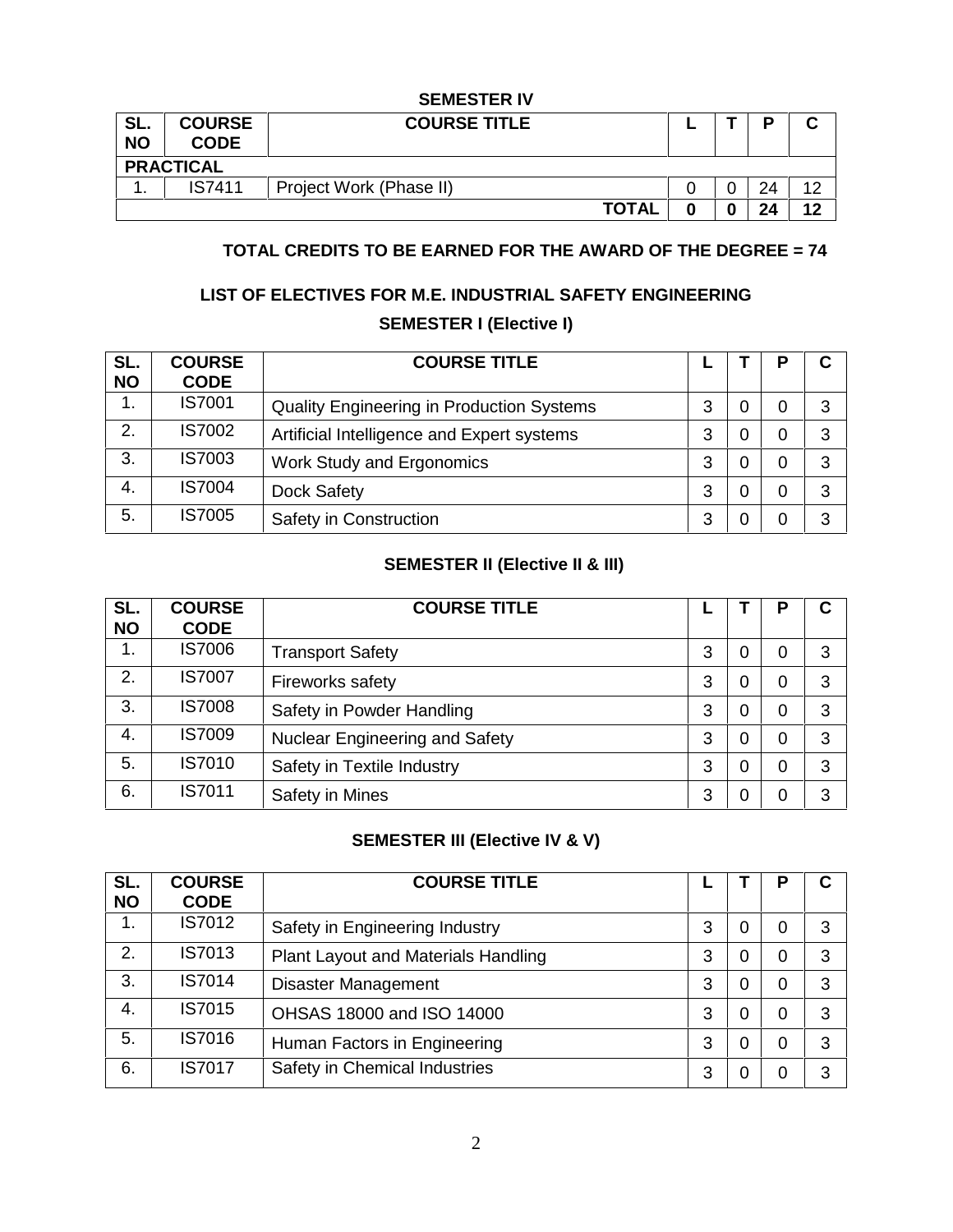**SEMESTER IV**

| SL. NO | COURSE CODE | COURSE TITLE | L | T | P | C |
|---|---|---|---|---|---|---|
| **PRACTICAL** | | | | | | |
| 1. | IS7411 | Project Work (Phase II) | 0 | 0 | 24 | 12 |
| | | **TOTAL** | **0** | **0** | **24** | **12** |

**TOTAL CREDITS TO BE EARNED FOR THE AWARD OF THE DEGREE = 74**

## LIST OF ELECTIVES FOR M.E. INDUSTRIAL SAFETY ENGINEERING

### SEMESTER I (Elective I)

| SL. NO | COURSE CODE | COURSE TITLE | L | T | P | C |
|---|---|---|---|---|---|---|
| 1. | IS7001 | Quality Engineering in Production Systems | 3 | 0 | 0 | 3 |
| 2. | IS7002 | Artificial Intelligence and Expert systems | 3 | 0 | 0 | 3 |
| 3. | IS7003 | Work Study and Ergonomics | 3 | 0 | 0 | 3 |
| 4. | IS7004 | Dock Safety | 3 | 0 | 0 | 3 |
| 5. | IS7005 | Safety in Construction | 3 | 0 | 0 | 3 |

### SEMESTER II (Elective II & III)

| SL. NO | COURSE CODE | COURSE TITLE | L | T | P | C |
|---|---|---|---|---|---|---|
| 1. | IS7006 | Transport Safety | 3 | 0 | 0 | 3 |
| 2. | IS7007 | Fireworks safety | 3 | 0 | 0 | 3 |
| 3. | IS7008 | Safety in Powder Handling | 3 | 0 | 0 | 3 |
| 4. | IS7009 | Nuclear Engineering and Safety | 3 | 0 | 0 | 3 |
| 5. | IS7010 | Safety in Textile Industry | 3 | 0 | 0 | 3 |
| 6. | IS7011 | Safety in Mines | 3 | 0 | 0 | 3 |

### SEMESTER III (Elective IV & V)

| SL. NO | COURSE CODE | COURSE TITLE | L | T | P | C |
|---|---|---|---|---|---|---|
| 1. | IS7012 | Safety in Engineering Industry | 3 | 0 | 0 | 3 |
| 2. | IS7013 | Plant Layout and Materials Handling | 3 | 0 | 0 | 3 |
| 3. | IS7014 | Disaster Management | 3 | 0 | 0 | 3 |
| 4. | IS7015 | OHSAS 18000 and ISO 14000 | 3 | 0 | 0 | 3 |
| 5. | IS7016 | Human Factors in Engineering | 3 | 0 | 0 | 3 |
| 6. | IS7017 | Safety in Chemical Industries | 3 | 0 | 0 | 3 |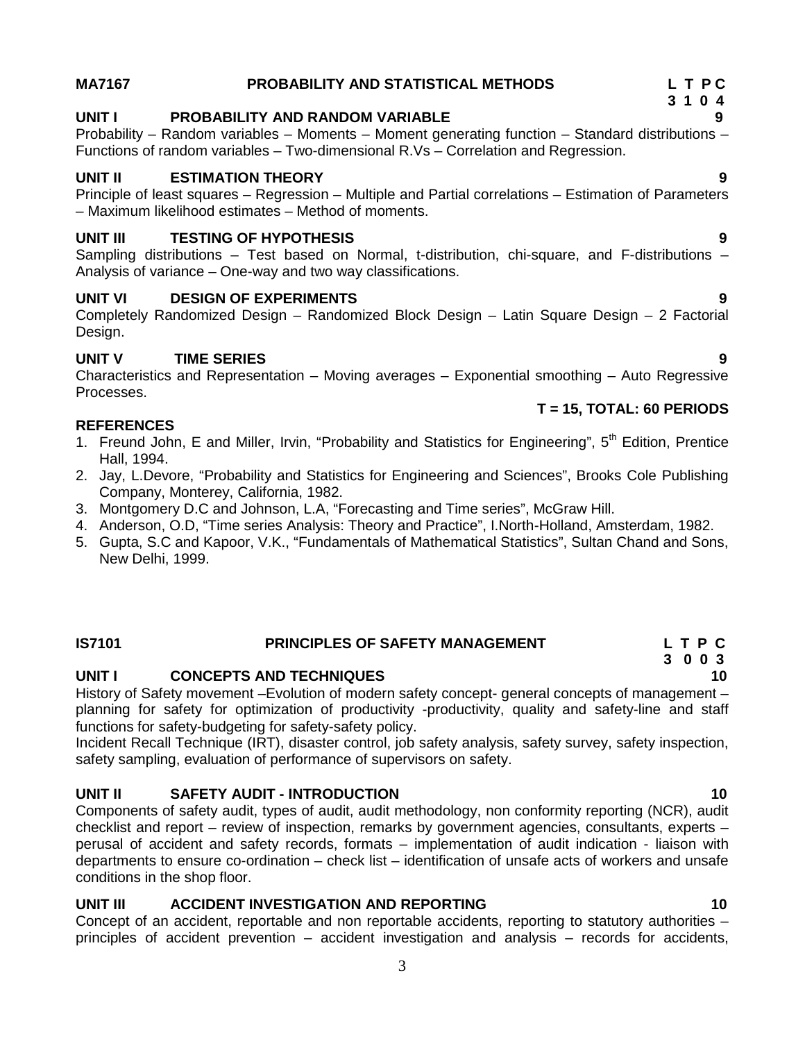## MA7167 PROBABILITY AND STATISTICAL METHODS

L T P C
3 1 0 4

### UNIT I PROBABILITY AND RANDOM VARIABLE — 9

Probability – Random variables – Moments – Moment generating function – Standard distributions – Functions of random variables – Two-dimensional R.Vs – Correlation and Regression.

### UNIT II ESTIMATION THEORY — 9

Principle of least squares – Regression – Multiple and Partial correlations – Estimation of Parameters – Maximum likelihood estimates – Method of moments.

### UNIT III TESTING OF HYPOTHESIS — 9

Sampling distributions – Test based on Normal, t-distribution, chi-square, and F-distributions – Analysis of variance – One-way and two way classifications.

### UNIT VI DESIGN OF EXPERIMENTS — 9

Completely Randomized Design – Randomized Block Design – Latin Square Design – 2 Factorial Design.

### UNIT V TIME SERIES — 9

Characteristics and Representation – Moving averages – Exponential smoothing – Auto Regressive Processes.

**T = 15, TOTAL: 60 PERIODS**

### REFERENCES

1. Freund John, E and Miller, Irvin, "Probability and Statistics for Engineering", 5th Edition, Prentice Hall, 1994.
2. Jay, L.Devore, "Probability and Statistics for Engineering and Sciences", Brooks Cole Publishing Company, Monterey, California, 1982.
3. Montgomery D.C and Johnson, L.A, "Forecasting and Time series", McGraw Hill.
4. Anderson, O.D, "Time series Analysis: Theory and Practice", I.North-Holland, Amsterdam, 1982.
5. Gupta, S.C and Kapoor, V.K., "Fundamentals of Mathematical Statistics", Sultan Chand and Sons, New Delhi, 1999.

## IS7101 PRINCIPLES OF SAFETY MANAGEMENT

L T P C
3 0 0 3

### UNIT I CONCEPTS AND TECHNIQUES — 10

History of Safety movement –Evolution of modern safety concept- general concepts of management – planning for safety for optimization of productivity -productivity, quality and safety-line and staff functions for safety-budgeting for safety-safety policy.

Incident Recall Technique (IRT), disaster control, job safety analysis, safety survey, safety inspection, safety sampling, evaluation of performance of supervisors on safety.

### UNIT II SAFETY AUDIT - INTRODUCTION — 10

Components of safety audit, types of audit, audit methodology, non conformity reporting (NCR), audit checklist and report – review of inspection, remarks by government agencies, consultants, experts – perusal of accident and safety records, formats – implementation of audit indication - liaison with departments to ensure co-ordination – check list – identification of unsafe acts of workers and unsafe conditions in the shop floor.

### UNIT III ACCIDENT INVESTIGATION AND REPORTING — 10

Concept of an accident, reportable and non reportable accidents, reporting to statutory authorities – principles of accident prevention – accident investigation and analysis – records for accidents,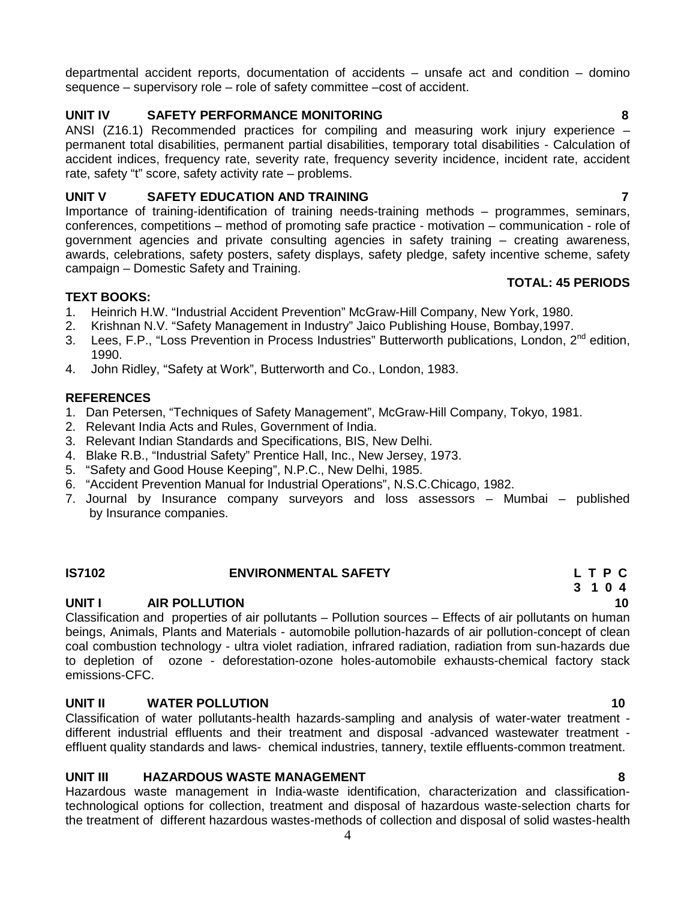departmental accident reports, documentation of accidents – unsafe act and condition – domino sequence – supervisory role – role of safety committee –cost of accident.

**UNIT IV SAFETY PERFORMANCE MONITORING 8**

ANSI (Z16.1) Recommended practices for compiling and measuring work injury experience – permanent total disabilities, permanent partial disabilities, temporary total disabilities - Calculation of accident indices, frequency rate, severity rate, frequency severity incidence, incident rate, accident rate, safety "t" score, safety activity rate – problems.

**UNIT V SAFETY EDUCATION AND TRAINING 7**

Importance of training-identification of training needs-training methods – programmes, seminars, conferences, competitions – method of promoting safe practice - motivation – communication - role of government agencies and private consulting agencies in safety training – creating awareness, awards, celebrations, safety posters, safety displays, safety pledge, safety incentive scheme, safety campaign – Domestic Safety and Training.

**TOTAL: 45 PERIODS**

**TEXT BOOKS:**

1. Heinrich H.W. "Industrial Accident Prevention" McGraw-Hill Company, New York, 1980.
2. Krishnan N.V. "Safety Management in Industry" Jaico Publishing House, Bombay,1997.
3. Lees, F.P., "Loss Prevention in Process Industries" Butterworth publications, London, 2nd edition, 1990.
4. John Ridley, "Safety at Work", Butterworth and Co., London, 1983.

**REFERENCES**

1. Dan Petersen, "Techniques of Safety Management", McGraw-Hill Company, Tokyo, 1981.
2. Relevant India Acts and Rules, Government of India.
3. Relevant Indian Standards and Specifications, BIS, New Delhi.
4. Blake R.B., "Industrial Safety" Prentice Hall, Inc., New Jersey, 1973.
5. "Safety and Good House Keeping", N.P.C., New Delhi, 1985.
6. "Accident Prevention Manual for Industrial Operations", N.S.C.Chicago, 1982.
7. Journal by Insurance company surveyors and loss assessors – Mumbai – published by Insurance companies.

## IS7102 ENVIRONMENTAL SAFETY

**L T P C**
**3 1 0 4**

**UNIT I AIR POLLUTION 10**

Classification and properties of air pollutants – Pollution sources – Effects of air pollutants on human beings, Animals, Plants and Materials - automobile pollution-hazards of air pollution-concept of clean coal combustion technology - ultra violet radiation, infrared radiation, radiation from sun-hazards due to depletion of ozone - deforestation-ozone holes-automobile exhausts-chemical factory stack emissions-CFC.

**UNIT II WATER POLLUTION 10**

Classification of water pollutants-health hazards-sampling and analysis of water-water treatment - different industrial effluents and their treatment and disposal -advanced wastewater treatment - effluent quality standards and laws- chemical industries, tannery, textile effluents-common treatment.

**UNIT III HAZARDOUS WASTE MANAGEMENT 8**

Hazardous waste management in India-waste identification, characterization and classification-technological options for collection, treatment and disposal of hazardous waste-selection charts for the treatment of different hazardous wastes-methods of collection and disposal of solid wastes-health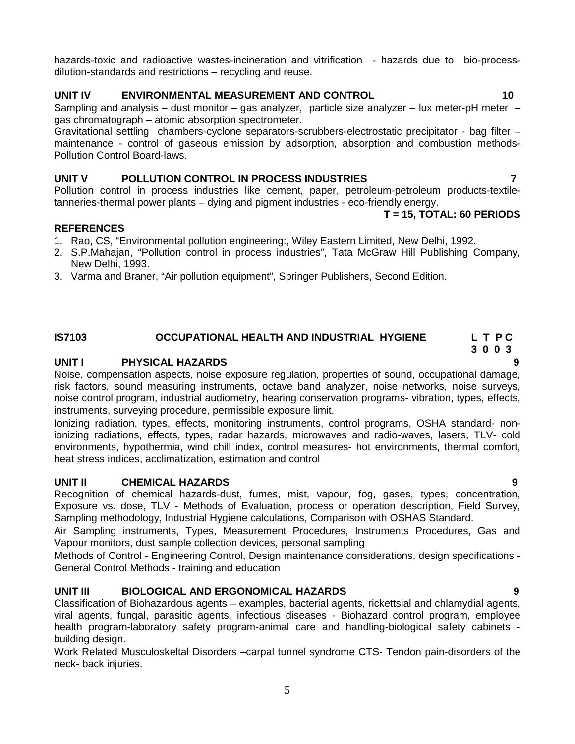hazards-toxic and radioactive wastes-incineration and vitrification - hazards due to bio-process-dilution-standards and restrictions – recycling and reuse.

### UNIT IV ENVIRONMENTAL MEASUREMENT AND CONTROL 10

Sampling and analysis – dust monitor – gas analyzer, particle size analyzer – lux meter-pH meter – gas chromatograph – atomic absorption spectrometer.

Gravitational settling chambers-cyclone separators-scrubbers-electrostatic precipitator - bag filter – maintenance - control of gaseous emission by adsorption, absorption and combustion methods-Pollution Control Board-laws.

### UNIT V POLLUTION CONTROL IN PROCESS INDUSTRIES 7

Pollution control in process industries like cement, paper, petroleum-petroleum products-textile-tanneries-thermal power plants – dying and pigment industries - eco-friendly energy.

**T = 15, TOTAL: 60 PERIODS**

### REFERENCES

1. Rao, CS, "Environmental pollution engineering:, Wiley Eastern Limited, New Delhi, 1992.
2. S.P.Mahajan, "Pollution control in process industries", Tata McGraw Hill Publishing Company, New Delhi, 1993.
3. Varma and Braner, "Air pollution equipment", Springer Publishers, Second Edition.

## IS7103 OCCUPATIONAL HEALTH AND INDUSTRIAL HYGIENE

| L | T | P | C |
|---|---|---|---|
| 3 | 0 | 0 | 3 |

### UNIT I PHYSICAL HAZARDS 9

Noise, compensation aspects, noise exposure regulation, properties of sound, occupational damage, risk factors, sound measuring instruments, octave band analyzer, noise networks, noise surveys, noise control program, industrial audiometry, hearing conservation programs- vibration, types, effects, instruments, surveying procedure, permissible exposure limit.

Ionizing radiation, types, effects, monitoring instruments, control programs, OSHA standard- non-ionizing radiations, effects, types, radar hazards, microwaves and radio-waves, lasers, TLV- cold environments, hypothermia, wind chill index, control measures- hot environments, thermal comfort, heat stress indices, acclimatization, estimation and control

### UNIT II CHEMICAL HAZARDS 9

Recognition of chemical hazards-dust, fumes, mist, vapour, fog, gases, types, concentration, Exposure vs. dose, TLV - Methods of Evaluation, process or operation description, Field Survey, Sampling methodology, Industrial Hygiene calculations, Comparison with OSHAS Standard.

Air Sampling instruments, Types, Measurement Procedures, Instruments Procedures, Gas and Vapour monitors, dust sample collection devices, personal sampling

Methods of Control - Engineering Control, Design maintenance considerations, design specifications - General Control Methods - training and education

### UNIT III BIOLOGICAL AND ERGONOMICAL HAZARDS 9

Classification of Biohazardous agents – examples, bacterial agents, rickettsial and chlamydial agents, viral agents, fungal, parasitic agents, infectious diseases - Biohazard control program, employee health program-laboratory safety program-animal care and handling-biological safety cabinets - building design.

Work Related Musculoskeltal Disorders –carpal tunnel syndrome CTS- Tendon pain-disorders of the neck- back injuries.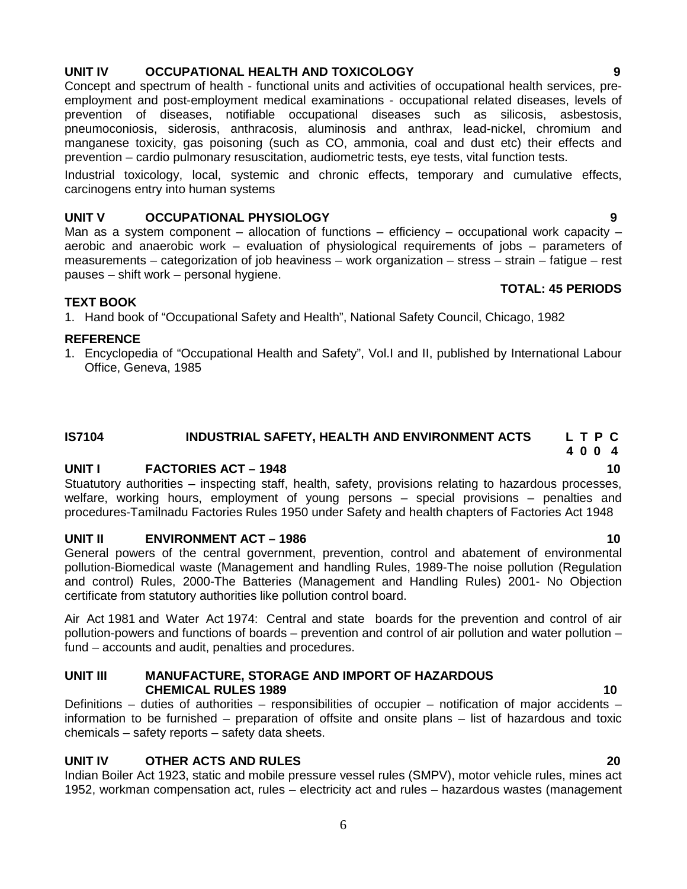### UNIT IV OCCUPATIONAL HEALTH AND TOXICOLOGY 9

Concept and spectrum of health - functional units and activities of occupational health services, pre-employment and post-employment medical examinations - occupational related diseases, levels of prevention of diseases, notifiable occupational diseases such as silicosis, asbestosis, pneumoconiosis, siderosis, anthracosis, aluminosis and anthrax, lead-nickel, chromium and manganese toxicity, gas poisoning (such as CO, ammonia, coal and dust etc) their effects and prevention – cardio pulmonary resuscitation, audiometric tests, eye tests, vital function tests.

Industrial toxicology, local, systemic and chronic effects, temporary and cumulative effects, carcinogens entry into human systems

### UNIT V OCCUPATIONAL PHYSIOLOGY 9

Man as a system component – allocation of functions – efficiency – occupational work capacity – aerobic and anaerobic work – evaluation of physiological requirements of jobs – parameters of measurements – categorization of job heaviness – work organization – stress – strain – fatigue – rest pauses – shift work – personal hygiene.

**TOTAL: 45 PERIODS**

**TEXT BOOK**

1. Hand book of "Occupational Safety and Health", National Safety Council, Chicago, 1982

**REFERENCE**

1. Encyclopedia of "Occupational Health and Safety", Vol.I and II, published by International Labour Office, Geneva, 1985

## IS7104 INDUSTRIAL SAFETY, HEALTH AND ENVIRONMENT ACTS

| L | T | P | C |
|---|---|---|---|
| 4 | 0 | 0 | 4 |

### UNIT I FACTORIES ACT – 1948 10

Stuatutory authorities – inspecting staff, health, safety, provisions relating to hazardous processes, welfare, working hours, employment of young persons – special provisions – penalties and procedures-Tamilnadu Factories Rules 1950 under Safety and health chapters of Factories Act 1948

### UNIT II ENVIRONMENT ACT – 1986 10

General powers of the central government, prevention, control and abatement of environmental pollution-Biomedical waste (Management and handling Rules, 1989-The noise pollution (Regulation and control) Rules, 2000-The Batteries (Management and Handling Rules) 2001- No Objection certificate from statutory authorities like pollution control board.

Air Act 1981 and Water Act 1974: Central and state boards for the prevention and control of air pollution-powers and functions of boards – prevention and control of air pollution and water pollution – fund – accounts and audit, penalties and procedures.

### UNIT III MANUFACTURE, STORAGE AND IMPORT OF HAZARDOUS CHEMICAL RULES 1989 10

Definitions – duties of authorities – responsibilities of occupier – notification of major accidents – information to be furnished – preparation of offsite and onsite plans – list of hazardous and toxic chemicals – safety reports – safety data sheets.

### UNIT IV OTHER ACTS AND RULES 20

Indian Boiler Act 1923, static and mobile pressure vessel rules (SMPV), motor vehicle rules, mines act 1952, workman compensation act, rules – electricity act and rules – hazardous wastes (management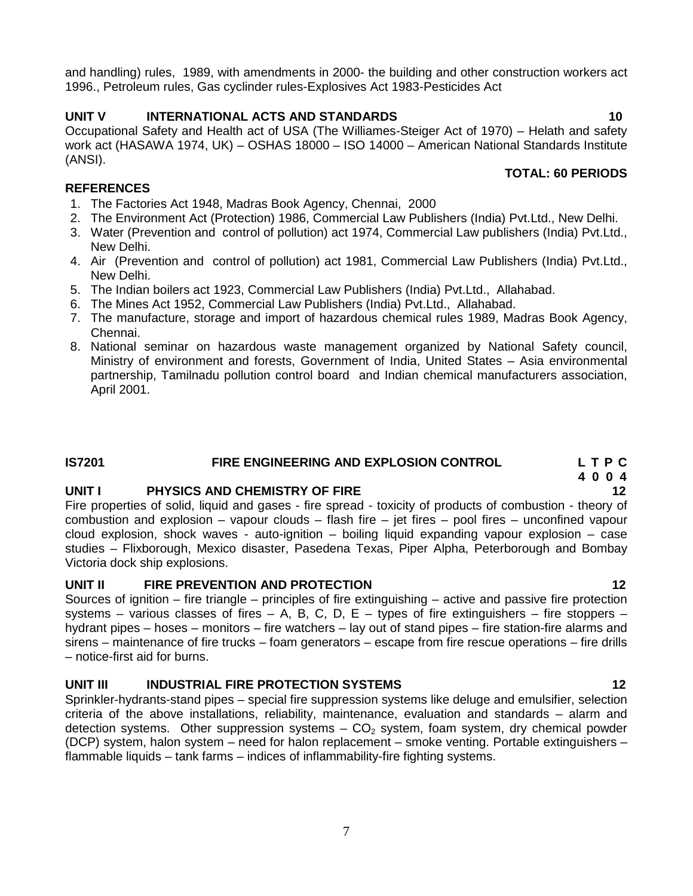and handling) rules, 1989, with amendments in 2000- the building and other construction workers act 1996., Petroleum rules, Gas cyclinder rules-Explosives Act 1983-Pesticides Act

**UNIT V INTERNATIONAL ACTS AND STANDARDS 10**

Occupational Safety and Health act of USA (The Williames-Steiger Act of 1970) – Helath and safety work act (HASAWA 1974, UK) – OSHAS 18000 – ISO 14000 – American National Standards Institute (ANSI).

**TOTAL: 60 PERIODS**

**REFERENCES**

1. The Factories Act 1948, Madras Book Agency, Chennai, 2000
2. The Environment Act (Protection) 1986, Commercial Law Publishers (India) Pvt.Ltd., New Delhi.
3. Water (Prevention and control of pollution) act 1974, Commercial Law publishers (India) Pvt.Ltd., New Delhi.
4. Air (Prevention and control of pollution) act 1981, Commercial Law Publishers (India) Pvt.Ltd., New Delhi.
5. The Indian boilers act 1923, Commercial Law Publishers (India) Pvt.Ltd., Allahabad.
6. The Mines Act 1952, Commercial Law Publishers (India) Pvt.Ltd., Allahabad.
7. The manufacture, storage and import of hazardous chemical rules 1989, Madras Book Agency, Chennai.
8. National seminar on hazardous waste management organized by National Safety council, Ministry of environment and forests, Government of India, United States – Asia environmental partnership, Tamilnadu pollution control board and Indian chemical manufacturers association, April 2001.

## IS7201 FIRE ENGINEERING AND EXPLOSION CONTROL

**L T P C**
**4 0 0 4**

**UNIT I PHYSICS AND CHEMISTRY OF FIRE 12**

Fire properties of solid, liquid and gases - fire spread - toxicity of products of combustion - theory of combustion and explosion – vapour clouds – flash fire – jet fires – pool fires – unconfined vapour cloud explosion, shock waves - auto-ignition – boiling liquid expanding vapour explosion – case studies – Flixborough, Mexico disaster, Pasedena Texas, Piper Alpha, Peterborough and Bombay Victoria dock ship explosions.

**UNIT II FIRE PREVENTION AND PROTECTION 12**

Sources of ignition – fire triangle – principles of fire extinguishing – active and passive fire protection systems – various classes of fires – A, B, C, D, E – types of fire extinguishers – fire stoppers – hydrant pipes – hoses – monitors – fire watchers – lay out of stand pipes – fire station-fire alarms and sirens – maintenance of fire trucks – foam generators – escape from fire rescue operations – fire drills – notice-first aid for burns.

**UNIT III INDUSTRIAL FIRE PROTECTION SYSTEMS 12**

Sprinkler-hydrants-stand pipes – special fire suppression systems like deluge and emulsifier, selection criteria of the above installations, reliability, maintenance, evaluation and standards – alarm and detection systems. Other suppression systems – $CO_2$ system, foam system, dry chemical powder (DCP) system, halon system – need for halon replacement – smoke venting. Portable extinguishers – flammable liquids – tank farms – indices of inflammability-fire fighting systems.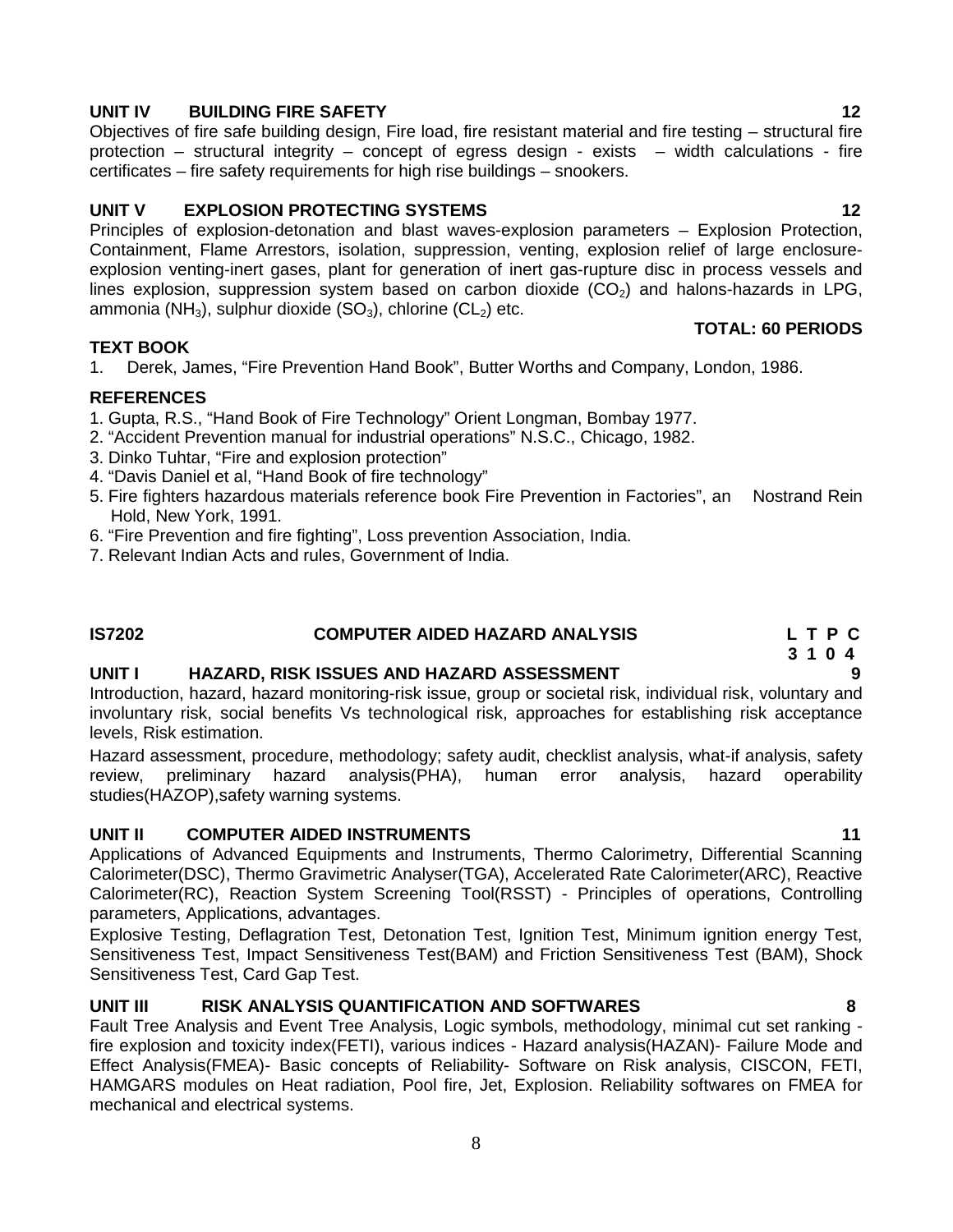**UNIT IV BUILDING FIRE SAFETY** **12**

Objectives of fire safe building design, Fire load, fire resistant material and fire testing – structural fire protection – structural integrity – concept of egress design - exists – width calculations - fire certificates – fire safety requirements for high rise buildings – snookers.

**UNIT V EXPLOSION PROTECTING SYSTEMS** **12**

Principles of explosion-detonation and blast waves-explosion parameters – Explosion Protection, Containment, Flame Arrestors, isolation, suppression, venting, explosion relief of large enclosure-explosion venting-inert gases, plant for generation of inert gas-rupture disc in process vessels and lines explosion, suppression system based on carbon dioxide ($CO_2$) and halons-hazards in LPG, ammonia ($NH_3$), sulphur dioxide ($SO_3$), chlorine ($CL_2$) etc.

**TOTAL: 60 PERIODS**

**TEXT BOOK**

1. Derek, James, "Fire Prevention Hand Book", Butter Worths and Company, London, 1986.

**REFERENCES**

1. Gupta, R.S., "Hand Book of Fire Technology" Orient Longman, Bombay 1977.
2. "Accident Prevention manual for industrial operations" N.S.C., Chicago, 1982.
3. Dinko Tuhtar, "Fire and explosion protection"
4. "Davis Daniel et al, "Hand Book of fire technology"
5. Fire fighters hazardous materials reference book Fire Prevention in Factories", an Nostrand Rein Hold, New York, 1991.
6. "Fire Prevention and fire fighting", Loss prevention Association, India.
7. Relevant Indian Acts and rules, Government of India.

## IS7202 COMPUTER AIDED HAZARD ANALYSIS

| L | T | P | C |
|---|---|---|---|
| 3 | 1 | 0 | 4 |

**UNIT I HAZARD, RISK ISSUES AND HAZARD ASSESSMENT** **9**

Introduction, hazard, hazard monitoring-risk issue, group or societal risk, individual risk, voluntary and involuntary risk, social benefits Vs technological risk, approaches for establishing risk acceptance levels, Risk estimation.

Hazard assessment, procedure, methodology; safety audit, checklist analysis, what-if analysis, safety review, preliminary hazard analysis(PHA), human error analysis, hazard operability studies(HAZOP),safety warning systems.

**UNIT II COMPUTER AIDED INSTRUMENTS** **11**

Applications of Advanced Equipments and Instruments, Thermo Calorimetry, Differential Scanning Calorimeter(DSC), Thermo Gravimetric Analyser(TGA), Accelerated Rate Calorimeter(ARC), Reactive Calorimeter(RC), Reaction System Screening Tool(RSST) - Principles of operations, Controlling parameters, Applications, advantages.

Explosive Testing, Deflagration Test, Detonation Test, Ignition Test, Minimum ignition energy Test, Sensitiveness Test, Impact Sensitiveness Test(BAM) and Friction Sensitiveness Test (BAM), Shock Sensitiveness Test, Card Gap Test.

**UNIT III RISK ANALYSIS QUANTIFICATION AND SOFTWARES** **8**

Fault Tree Analysis and Event Tree Analysis, Logic symbols, methodology, minimal cut set ranking - fire explosion and toxicity index(FETI), various indices - Hazard analysis(HAZAN)- Failure Mode and Effect Analysis(FMEA)- Basic concepts of Reliability- Software on Risk analysis, CISCON, FETI, HAMGARS modules on Heat radiation, Pool fire, Jet, Explosion. Reliability softwares on FMEA for mechanical and electrical systems.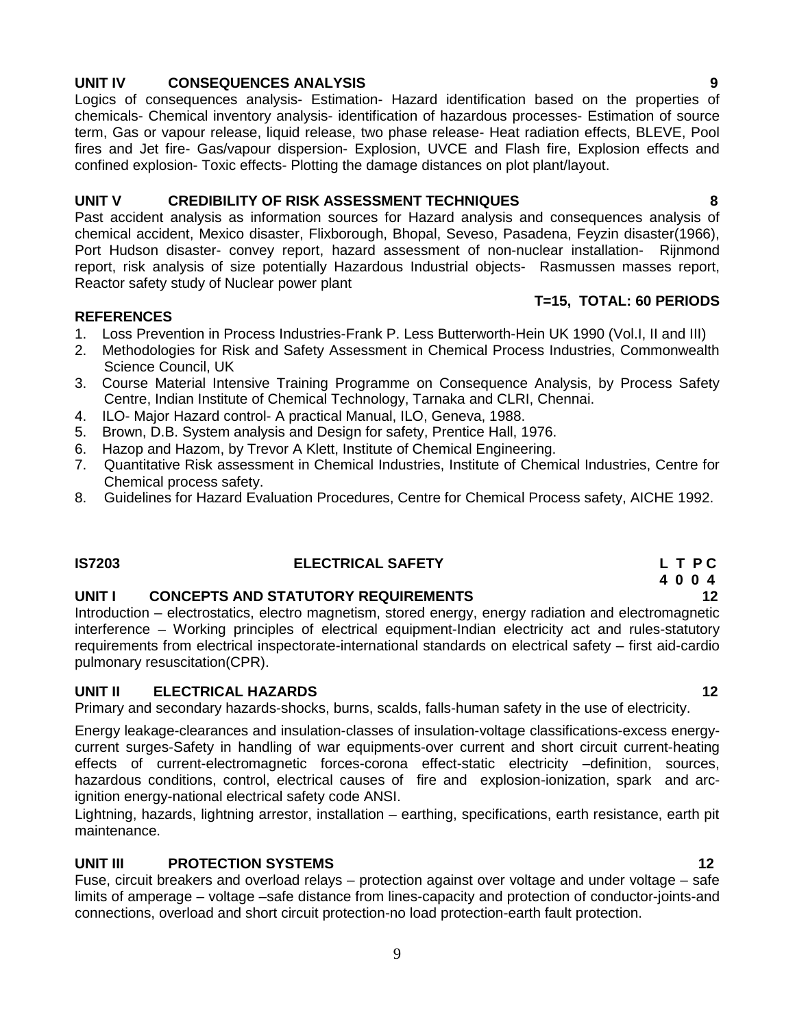**UNIT IV CONSEQUENCES ANALYSIS 9**

Logics of consequences analysis- Estimation- Hazard identification based on the properties of chemicals- Chemical inventory analysis- identification of hazardous processes- Estimation of source term, Gas or vapour release, liquid release, two phase release- Heat radiation effects, BLEVE, Pool fires and Jet fire- Gas/vapour dispersion- Explosion, UVCE and Flash fire, Explosion effects and confined explosion- Toxic effects- Plotting the damage distances on plot plant/layout.

**UNIT V CREDIBILITY OF RISK ASSESSMENT TECHNIQUES 8**

Past accident analysis as information sources for Hazard analysis and consequences analysis of chemical accident, Mexico disaster, Flixborough, Bhopal, Seveso, Pasadena, Feyzin disaster(1966), Port Hudson disaster- convey report, hazard assessment of non-nuclear installation- Rijnmond report, risk analysis of size potentially Hazardous Industrial objects- Rasmussen masses report, Reactor safety study of Nuclear power plant

**T=15, TOTAL: 60 PERIODS**

**REFERENCES**

1. Loss Prevention in Process Industries-Frank P. Less Butterworth-Hein UK 1990 (Vol.I, II and III)
2. Methodologies for Risk and Safety Assessment in Chemical Process Industries, Commonwealth Science Council, UK
3. Course Material Intensive Training Programme on Consequence Analysis, by Process Safety Centre, Indian Institute of Chemical Technology, Tarnaka and CLRI, Chennai.
4. ILO- Major Hazard control- A practical Manual, ILO, Geneva, 1988.
5. Brown, D.B. System analysis and Design for safety, Prentice Hall, 1976.
6. Hazop and Hazom, by Trevor A Klett, Institute of Chemical Engineering.
7. Quantitative Risk assessment in Chemical Industries, Institute of Chemical Industries, Centre for Chemical process safety.
8. Guidelines for Hazard Evaluation Procedures, Centre for Chemical Process safety, AICHE 1992.

## IS7203 ELECTRICAL SAFETY

| L | T | P | C |
|---|---|---|---|
| 4 | 0 | 0 | 4 |

**UNIT I CONCEPTS AND STATUTORY REQUIREMENTS 12**

Introduction – electrostatics, electro magnetism, stored energy, energy radiation and electromagnetic interference – Working principles of electrical equipment-Indian electricity act and rules-statutory requirements from electrical inspectorate-international standards on electrical safety – first aid-cardio pulmonary resuscitation(CPR).

**UNIT II ELECTRICAL HAZARDS 12**

Primary and secondary hazards-shocks, burns, scalds, falls-human safety in the use of electricity.

Energy leakage-clearances and insulation-classes of insulation-voltage classifications-excess energy-current surges-Safety in handling of war equipments-over current and short circuit current-heating effects of current-electromagnetic forces-corona effect-static electricity –definition, sources, hazardous conditions, control, electrical causes of fire and explosion-ionization, spark and arc-ignition energy-national electrical safety code ANSI.

Lightning, hazards, lightning arrestor, installation – earthing, specifications, earth resistance, earth pit maintenance.

**UNIT III PROTECTION SYSTEMS 12**

Fuse, circuit breakers and overload relays – protection against over voltage and under voltage – safe limits of amperage – voltage –safe distance from lines-capacity and protection of conductor-joints-and connections, overload and short circuit protection-no load protection-earth fault protection.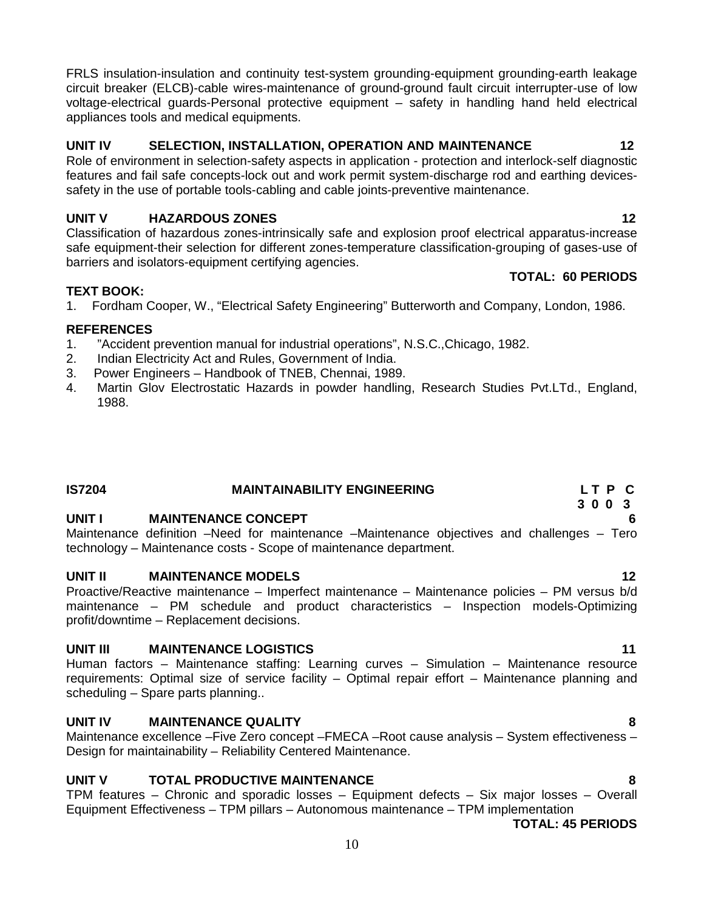FRLS insulation-insulation and continuity test-system grounding-equipment grounding-earth leakage circuit breaker (ELCB)-cable wires-maintenance of ground-ground fault circuit interrupter-use of low voltage-electrical guards-Personal protective equipment – safety in handling hand held electrical appliances tools and medical equipments.

**UNIT IV SELECTION, INSTALLATION, OPERATION AND MAINTENANCE 12**

Role of environment in selection-safety aspects in application - protection and interlock-self diagnostic features and fail safe concepts-lock out and work permit system-discharge rod and earthing devices-safety in the use of portable tools-cabling and cable joints-preventive maintenance.

**UNIT V HAZARDOUS ZONES 12**

Classification of hazardous zones-intrinsically safe and explosion proof electrical apparatus-increase safe equipment-their selection for different zones-temperature classification-grouping of gases-use of barriers and isolators-equipment certifying agencies.

**TOTAL: 60 PERIODS**

**TEXT BOOK:**

1. Fordham Cooper, W., "Electrical Safety Engineering" Butterworth and Company, London, 1986.

**REFERENCES**

1. "Accident prevention manual for industrial operations", N.S.C.,Chicago, 1982.
2. Indian Electricity Act and Rules, Government of India.
3. Power Engineers – Handbook of TNEB, Chennai, 1989.
4. Martin Glov Electrostatic Hazards in powder handling, Research Studies Pvt.LTd., England, 1988.

## IS7204 MAINTAINABILITY ENGINEERING

**L T P C**
**3 0 0 3**

**UNIT I MAINTENANCE CONCEPT 6**

Maintenance definition –Need for maintenance –Maintenance objectives and challenges – Tero technology – Maintenance costs - Scope of maintenance department.

**UNIT II MAINTENANCE MODELS 12**

Proactive/Reactive maintenance – Imperfect maintenance – Maintenance policies – PM versus b/d maintenance – PM schedule and product characteristics – Inspection models-Optimizing profit/downtime – Replacement decisions.

**UNIT III MAINTENANCE LOGISTICS 11**

Human factors – Maintenance staffing: Learning curves – Simulation – Maintenance resource requirements: Optimal size of service facility – Optimal repair effort – Maintenance planning and scheduling – Spare parts planning..

**UNIT IV MAINTENANCE QUALITY 8**

Maintenance excellence –Five Zero concept –FMECA –Root cause analysis – System effectiveness – Design for maintainability – Reliability Centered Maintenance.

**UNIT V TOTAL PRODUCTIVE MAINTENANCE 8**

TPM features – Chronic and sporadic losses – Equipment defects – Six major losses – Overall Equipment Effectiveness – TPM pillars – Autonomous maintenance – TPM implementation

**TOTAL: 45 PERIODS**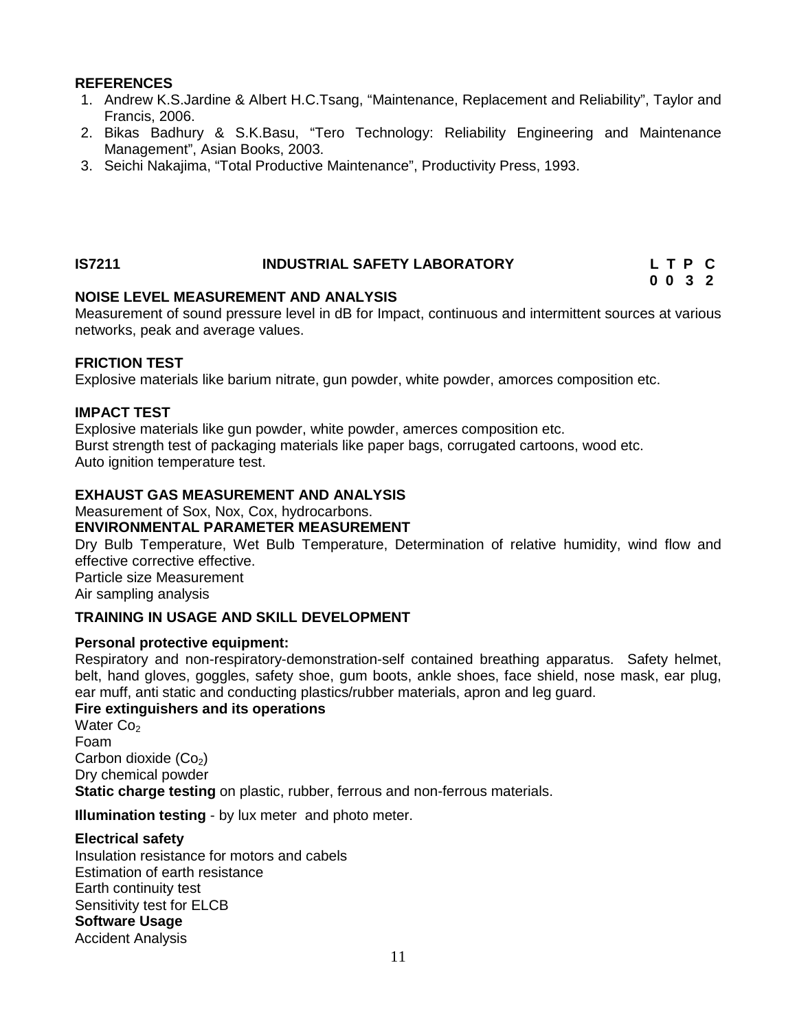**REFERENCES**

1. Andrew K.S.Jardine & Albert H.C.Tsang, "Maintenance, Replacement and Reliability", Taylor and Francis, 2006.
2. Bikas Badhury & S.K.Basu, "Tero Technology: Reliability Engineering and Maintenance Management", Asian Books, 2003.
3. Seichi Nakajima, "Total Productive Maintenance", Productivity Press, 1993.

| IS7211 | INDUSTRIAL SAFETY LABORATORY | L T P C |
|---|---|---|
| | | 0 0 3 2 |

**NOISE LEVEL MEASUREMENT AND ANALYSIS**

Measurement of sound pressure level in dB for Impact, continuous and intermittent sources at various networks, peak and average values.

**FRICTION TEST**

Explosive materials like barium nitrate, gun powder, white powder, amorces composition etc.

**IMPACT TEST**

Explosive materials like gun powder, white powder, amerces composition etc.
Burst strength test of packaging materials like paper bags, corrugated cartoons, wood etc.
Auto ignition temperature test.

**EXHAUST GAS MEASUREMENT AND ANALYSIS**

Measurement of Sox, Nox, Cox, hydrocarbons.

**ENVIRONMENTAL PARAMETER MEASUREMENT**

Dry Bulb Temperature, Wet Bulb Temperature, Determination of relative humidity, wind flow and effective corrective effective.
Particle size Measurement
Air sampling analysis

**TRAINING IN USAGE AND SKILL DEVELOPMENT**

**Personal protective equipment:**

Respiratory and non-respiratory-demonstration-self contained breathing apparatus. Safety helmet, belt, hand gloves, goggles, safety shoe, gum boots, ankle shoes, face shield, nose mask, ear plug, ear muff, anti static and conducting plastics/rubber materials, apron and leg guard.

**Fire extinguishers and its operations**

Water $Co_2$
Foam
Carbon dioxide ($Co_2$)
Dry chemical powder

**Static charge testing** on plastic, rubber, ferrous and non-ferrous materials.

**Illumination testing** - by lux meter and photo meter.

**Electrical safety**

Insulation resistance for motors and cabels
Estimation of earth resistance
Earth continuity test
Sensitivity test for ELCB

**Software Usage**

Accident Analysis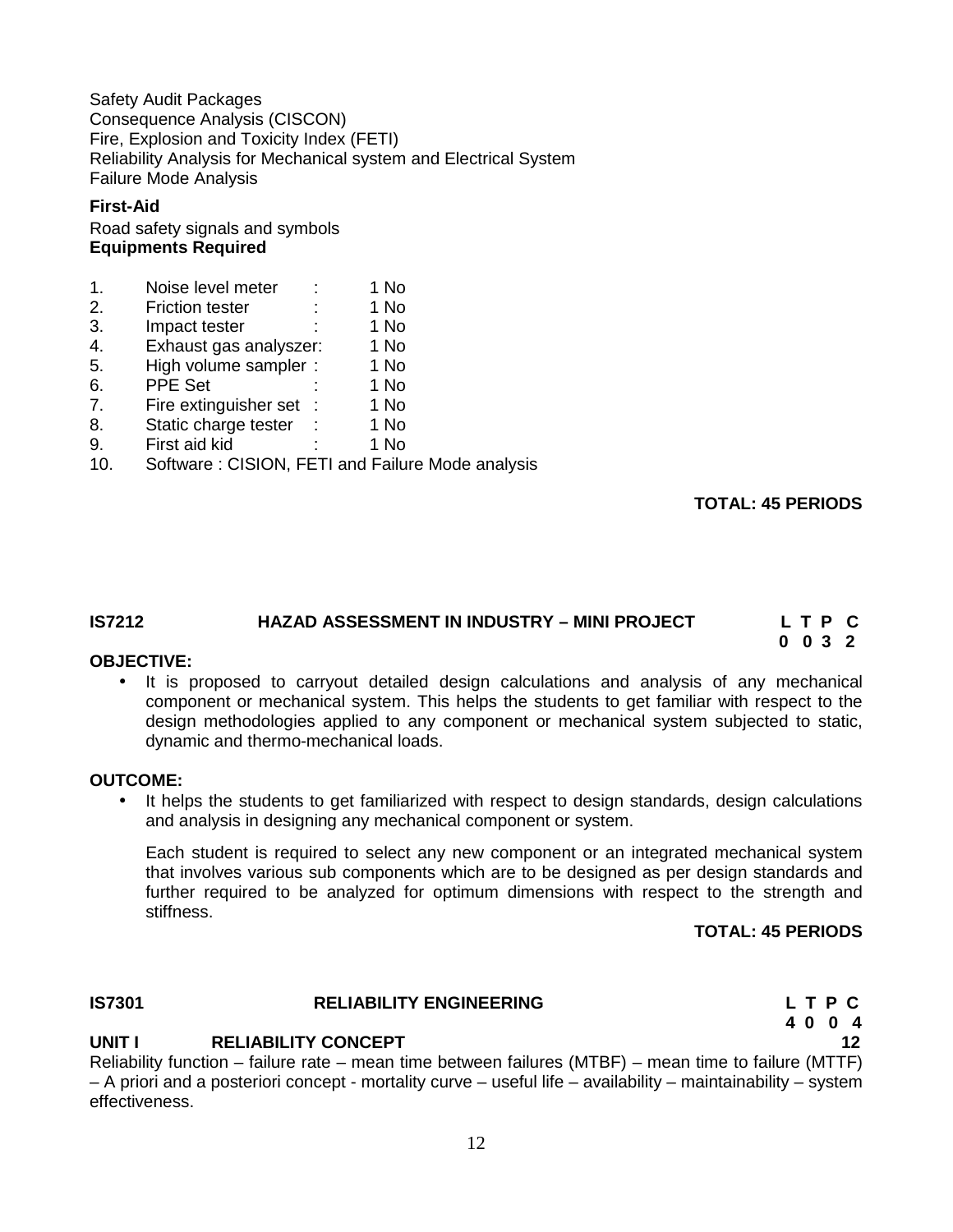Safety Audit Packages
Consequence Analysis (CISCON)
Fire, Explosion and Toxicity Index (FETI)
Reliability Analysis for Mechanical system and Electrical System
Failure Mode Analysis

**First-Aid**

Road safety signals and symbols

**Equipments Required**

1. Noise level meter : 1 No
2. Friction tester : 1 No
3. Impact tester : 1 No
4. Exhaust gas analyszer: 1 No
5. High volume sampler : 1 No
6. PPE Set : 1 No
7. Fire extinguisher set : 1 No
8. Static charge tester : 1 No
9. First aid kid : 1 No
10. Software : CISION, FETI and Failure Mode analysis

**TOTAL: 45 PERIODS**

## IS7212 HAZAD ASSESSMENT IN INDUSTRY – MINI PROJECT

**L T P C**
**0 0 3 2**

**OBJECTIVE:**

- It is proposed to carryout detailed design calculations and analysis of any mechanical component or mechanical system. This helps the students to get familiar with respect to the design methodologies applied to any component or mechanical system subjected to static, dynamic and thermo-mechanical loads.

**OUTCOME:**

- It helps the students to get familiarized with respect to design standards, design calculations and analysis in designing any mechanical component or system.

  Each student is required to select any new component or an integrated mechanical system that involves various sub components which are to be designed as per design standards and further required to be analyzed for optimum dimensions with respect to the strength and stiffness.

**TOTAL: 45 PERIODS**

## IS7301 RELIABILITY ENGINEERING

**L T P C**
**4 0 0 4**

**UNIT I RELIABILITY CONCEPT 12**

Reliability function – failure rate – mean time between failures (MTBF) – mean time to failure (MTTF) – A priori and a posteriori concept - mortality curve – useful life – availability – maintainability – system effectiveness.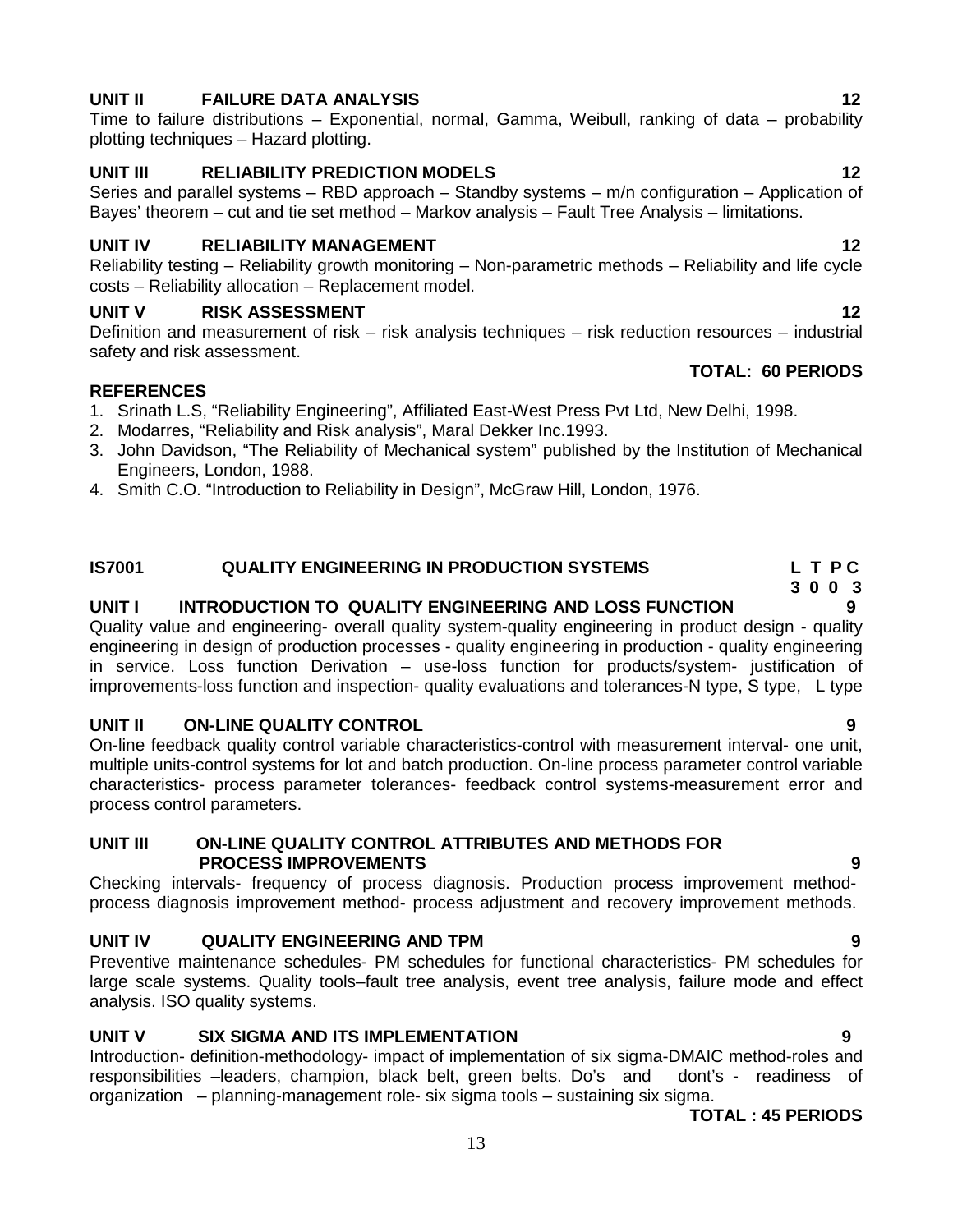**UNIT II FAILURE DATA ANALYSIS 12**

Time to failure distributions – Exponential, normal, Gamma, Weibull, ranking of data – probability plotting techniques – Hazard plotting.

**UNIT III RELIABILITY PREDICTION MODELS 12**

Series and parallel systems – RBD approach – Standby systems – m/n configuration – Application of Bayes' theorem – cut and tie set method – Markov analysis – Fault Tree Analysis – limitations.

**UNIT IV RELIABILITY MANAGEMENT 12**

Reliability testing – Reliability growth monitoring – Non-parametric methods – Reliability and life cycle costs – Reliability allocation – Replacement model.

**UNIT V RISK ASSESSMENT 12**

Definition and measurement of risk – risk analysis techniques – risk reduction resources – industrial safety and risk assessment.

**TOTAL: 60 PERIODS**

**REFERENCES**

1. Srinath L.S, "Reliability Engineering", Affiliated East-West Press Pvt Ltd, New Delhi, 1998.
2. Modarres, "Reliability and Risk analysis", Maral Dekker Inc.1993.
3. John Davidson, "The Reliability of Mechanical system" published by the Institution of Mechanical Engineers, London, 1988.
4. Smith C.O. "Introduction to Reliability in Design", McGraw Hill, London, 1976.

**IS7001 QUALITY ENGINEERING IN PRODUCTION SYSTEMS**

| L | T | P | C |
|---|---|---|---|
| 3 | 0 | 0 | 3 |

**UNIT I INTRODUCTION TO QUALITY ENGINEERING AND LOSS FUNCTION 9**

Quality value and engineering- overall quality system-quality engineering in product design - quality engineering in design of production processes - quality engineering in production - quality engineering in service. Loss function Derivation – use-loss function for products/system- justification of improvements-loss function and inspection- quality evaluations and tolerances-N type, S type, L type

**UNIT II ON-LINE QUALITY CONTROL 9**

On-line feedback quality control variable characteristics-control with measurement interval- one unit, multiple units-control systems for lot and batch production. On-line process parameter control variable characteristics- process parameter tolerances- feedback control systems-measurement error and process control parameters.

**UNIT III ON-LINE QUALITY CONTROL ATTRIBUTES AND METHODS FOR PROCESS IMPROVEMENTS 9**

Checking intervals- frequency of process diagnosis. Production process improvement method- process diagnosis improvement method- process adjustment and recovery improvement methods.

**UNIT IV QUALITY ENGINEERING AND TPM 9**

Preventive maintenance schedules- PM schedules for functional characteristics- PM schedules for large scale systems. Quality tools–fault tree analysis, event tree analysis, failure mode and effect analysis. ISO quality systems.

**UNIT V SIX SIGMA AND ITS IMPLEMENTATION 9**

Introduction- definition-methodology- impact of implementation of six sigma-DMAIC method-roles and responsibilities –leaders, champion, black belt, green belts. Do's and dont's - readiness of organization – planning-management role- six sigma tools – sustaining six sigma.

**TOTAL : 45 PERIODS**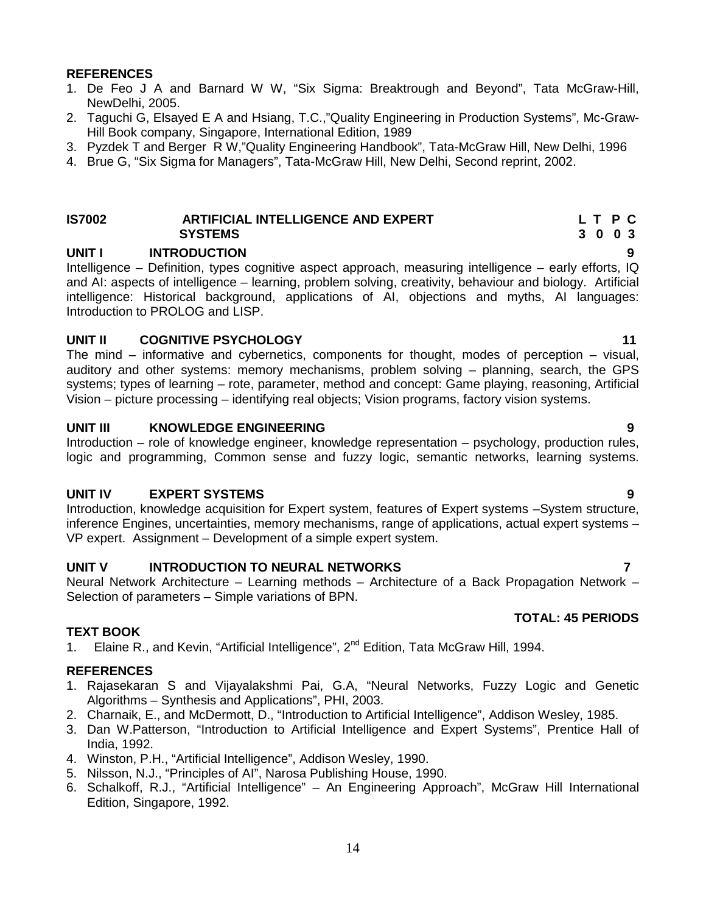**REFERENCES**

1. De Feo J A and Barnard W W, "Six Sigma: Breaktrough and Beyond", Tata McGraw-Hill, NewDelhi, 2005.
2. Taguchi G, Elsayed E A and Hsiang, T.C.,"Quality Engineering in Production Systems", Mc-Graw-Hill Book company, Singapore, International Edition, 1989
3. Pyzdek T and Berger R W,"Quality Engineering Handbook", Tata-McGraw Hill, New Delhi, 1996
4. Brue G, "Six Sigma for Managers", Tata-McGraw Hill, New Delhi, Second reprint, 2002.

| **IS7002** | **ARTIFICIAL INTELLIGENCE AND EXPERT SYSTEMS** | **L T P C** |
|---|---|---|
| | | **3 0 0 3** |

**UNIT I INTRODUCTION 9**

Intelligence – Definition, types cognitive aspect approach, measuring intelligence – early efforts, IQ and AI: aspects of intelligence – learning, problem solving, creativity, behaviour and biology. Artificial intelligence: Historical background, applications of AI, objections and myths, AI languages: Introduction to PROLOG and LISP.

**UNIT II COGNITIVE PSYCHOLOGY 11**

The mind – informative and cybernetics, components for thought, modes of perception – visual, auditory and other systems: memory mechanisms, problem solving – planning, search, the GPS systems; types of learning – rote, parameter, method and concept: Game playing, reasoning, Artificial Vision – picture processing – identifying real objects; Vision programs, factory vision systems.

**UNIT III KNOWLEDGE ENGINEERING 9**

Introduction – role of knowledge engineer, knowledge representation – psychology, production rules, logic and programming, Common sense and fuzzy logic, semantic networks, learning systems.

**UNIT IV EXPERT SYSTEMS 9**

Introduction, knowledge acquisition for Expert system, features of Expert systems –System structure, inference Engines, uncertainties, memory mechanisms, range of applications, actual expert systems – VP expert. Assignment – Development of a simple expert system.

**UNIT V INTRODUCTION TO NEURAL NETWORKS 7**

Neural Network Architecture – Learning methods – Architecture of a Back Propagation Network – Selection of parameters – Simple variations of BPN.

**TOTAL: 45 PERIODS**

**TEXT BOOK**

1. Elaine R., and Kevin, "Artificial Intelligence", 2nd Edition, Tata McGraw Hill, 1994.

**REFERENCES**

1. Rajasekaran S and Vijayalakshmi Pai, G.A, "Neural Networks, Fuzzy Logic and Genetic Algorithms – Synthesis and Applications", PHI, 2003.
2. Charnaik, E., and McDermott, D., "Introduction to Artificial Intelligence", Addison Wesley, 1985.
3. Dan W.Patterson, "Introduction to Artificial Intelligence and Expert Systems", Prentice Hall of India, 1992.
4. Winston, P.H., "Artificial Intelligence", Addison Wesley, 1990.
5. Nilsson, N.J., "Principles of AI", Narosa Publishing House, 1990.
6. Schalkoff, R.J., "Artificial Intelligence" – An Engineering Approach", McGraw Hill International Edition, Singapore, 1992.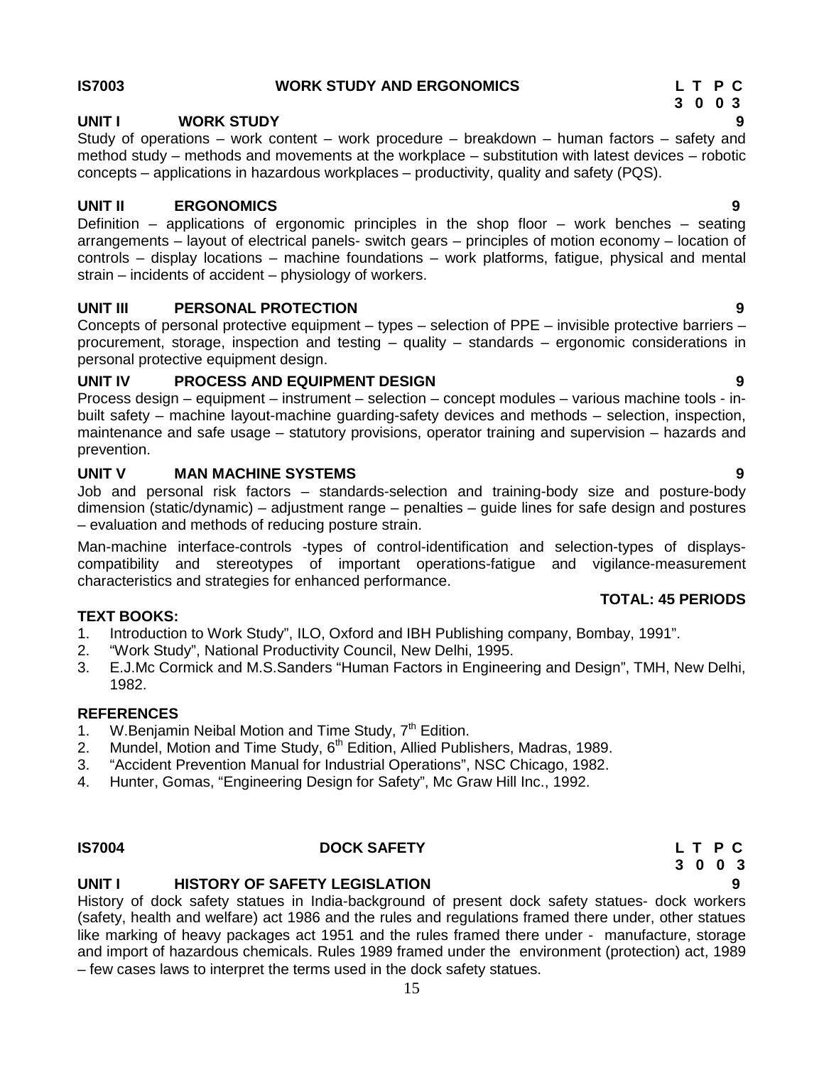**IS7003 WORK STUDY AND ERGONOMICS**

| L | T | P | C |
|---|---|---|---|
| 3 | 0 | 0 | 3 |

**UNIT I WORK STUDY 9**

Study of operations – work content – work procedure – breakdown – human factors – safety and method study – methods and movements at the workplace – substitution with latest devices – robotic concepts – applications in hazardous workplaces – productivity, quality and safety (PQS).

**UNIT II ERGONOMICS 9**

Definition – applications of ergonomic principles in the shop floor – work benches – seating arrangements – layout of electrical panels- switch gears – principles of motion economy – location of controls – display locations – machine foundations – work platforms, fatigue, physical and mental strain – incidents of accident – physiology of workers.

**UNIT III PERSONAL PROTECTION 9**

Concepts of personal protective equipment – types – selection of PPE – invisible protective barriers – procurement, storage, inspection and testing – quality – standards – ergonomic considerations in personal protective equipment design.

**UNIT IV PROCESS AND EQUIPMENT DESIGN 9**

Process design – equipment – instrument – selection – concept modules – various machine tools - in-built safety – machine layout-machine guarding-safety devices and methods – selection, inspection, maintenance and safe usage – statutory provisions, operator training and supervision – hazards and prevention.

**UNIT V MAN MACHINE SYSTEMS 9**

Job and personal risk factors – standards-selection and training-body size and posture-body dimension (static/dynamic) – adjustment range – penalties – guide lines for safe design and postures – evaluation and methods of reducing posture strain.

Man-machine interface-controls -types of control-identification and selection-types of displays-compatibility and stereotypes of important operations-fatigue and vigilance-measurement characteristics and strategies for enhanced performance.

**TOTAL: 45 PERIODS**

**TEXT BOOKS:**

1. Introduction to Work Study", ILO, Oxford and IBH Publishing company, Bombay, 1991".
2. "Work Study", National Productivity Council, New Delhi, 1995.
3. E.J.Mc Cormick and M.S.Sanders "Human Factors in Engineering and Design", TMH, New Delhi, 1982.

**REFERENCES**

1. W.Benjamin Neibal Motion and Time Study, 7th Edition.
2. Mundel, Motion and Time Study, 6th Edition, Allied Publishers, Madras, 1989.
3. "Accident Prevention Manual for Industrial Operations", NSC Chicago, 1982.
4. Hunter, Gomas, "Engineering Design for Safety", Mc Graw Hill Inc., 1992.

**IS7004 DOCK SAFETY**

| L | T | P | C |
|---|---|---|---|
| 3 | 0 | 0 | 3 |

**UNIT I HISTORY OF SAFETY LEGISLATION 9**

History of dock safety statues in India-background of present dock safety statues- dock workers (safety, health and welfare) act 1986 and the rules and regulations framed there under, other statues like marking of heavy packages act 1951 and the rules framed there under - manufacture, storage and import of hazardous chemicals. Rules 1989 framed under the environment (protection) act, 1989 – few cases laws to interpret the terms used in the dock safety statues.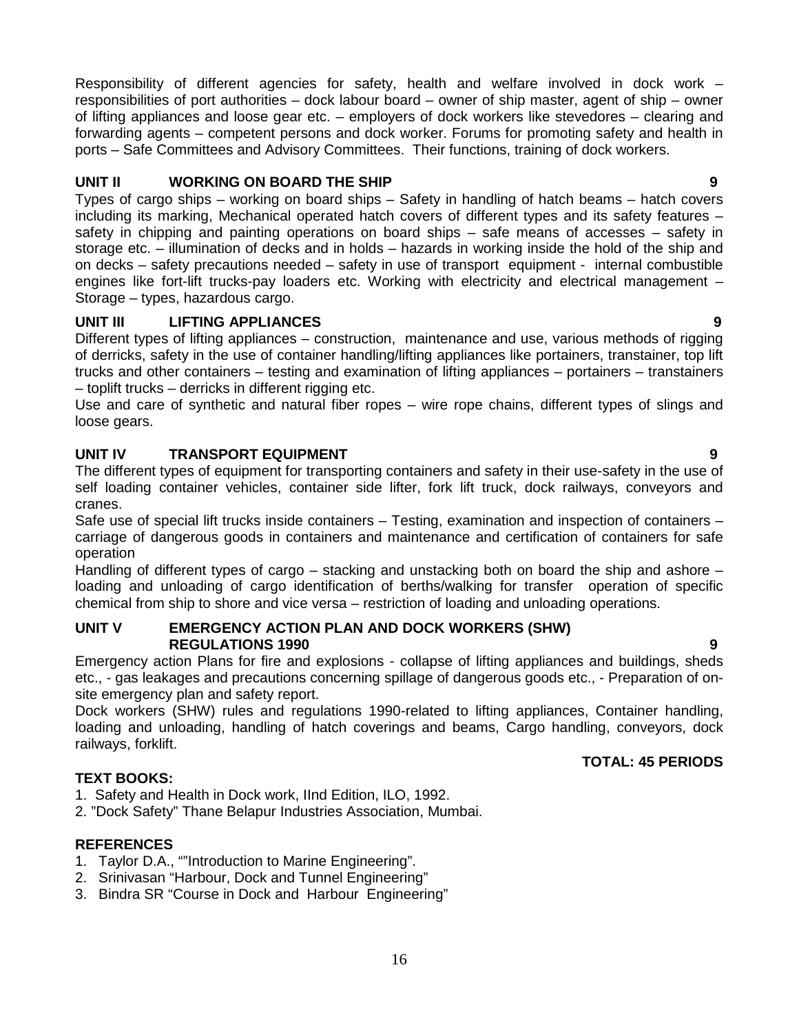Responsibility of different agencies for safety, health and welfare involved in dock work – responsibilities of port authorities – dock labour board – owner of ship master, agent of ship – owner of lifting appliances and loose gear etc. – employers of dock workers like stevedores – clearing and forwarding agents – competent persons and dock worker. Forums for promoting safety and health in ports – Safe Committees and Advisory Committees. Their functions, training of dock workers.

**UNIT II WORKING ON BOARD THE SHIP 9**

Types of cargo ships – working on board ships – Safety in handling of hatch beams – hatch covers including its marking, Mechanical operated hatch covers of different types and its safety features – safety in chipping and painting operations on board ships – safe means of accesses – safety in storage etc. – illumination of decks and in holds – hazards in working inside the hold of the ship and on decks – safety precautions needed – safety in use of transport equipment - internal combustible engines like fort-lift trucks-pay loaders etc. Working with electricity and electrical management – Storage – types, hazardous cargo.

**UNIT III LIFTING APPLIANCES 9**

Different types of lifting appliances – construction, maintenance and use, various methods of rigging of derricks, safety in the use of container handling/lifting appliances like portainers, transtainer, top lift trucks and other containers – testing and examination of lifting appliances – portainers – transtainers – toplift trucks – derricks in different rigging etc.

Use and care of synthetic and natural fiber ropes – wire rope chains, different types of slings and loose gears.

**UNIT IV TRANSPORT EQUIPMENT 9**

The different types of equipment for transporting containers and safety in their use-safety in the use of self loading container vehicles, container side lifter, fork lift truck, dock railways, conveyors and cranes.

Safe use of special lift trucks inside containers – Testing, examination and inspection of containers – carriage of dangerous goods in containers and maintenance and certification of containers for safe operation

Handling of different types of cargo – stacking and unstacking both on board the ship and ashore – loading and unloading of cargo identification of berths/walking for transfer operation of specific chemical from ship to shore and vice versa – restriction of loading and unloading operations.

**UNIT V EMERGENCY ACTION PLAN AND DOCK WORKERS (SHW) REGULATIONS 1990 9**

Emergency action Plans for fire and explosions - collapse of lifting appliances and buildings, sheds etc., - gas leakages and precautions concerning spillage of dangerous goods etc., - Preparation of on-site emergency plan and safety report.

Dock workers (SHW) rules and regulations 1990-related to lifting appliances, Container handling, loading and unloading, handling of hatch coverings and beams, Cargo handling, conveyors, dock railways, forklift.

**TOTAL: 45 PERIODS**

**TEXT BOOKS:**

1. Safety and Health in Dock work, IInd Edition, ILO, 1992.
2. "Dock Safety" Thane Belapur Industries Association, Mumbai.

**REFERENCES**

1. Taylor D.A., ""Introduction to Marine Engineering".
2. Srinivasan "Harbour, Dock and Tunnel Engineering"
3. Bindra SR "Course in Dock and Harbour Engineering"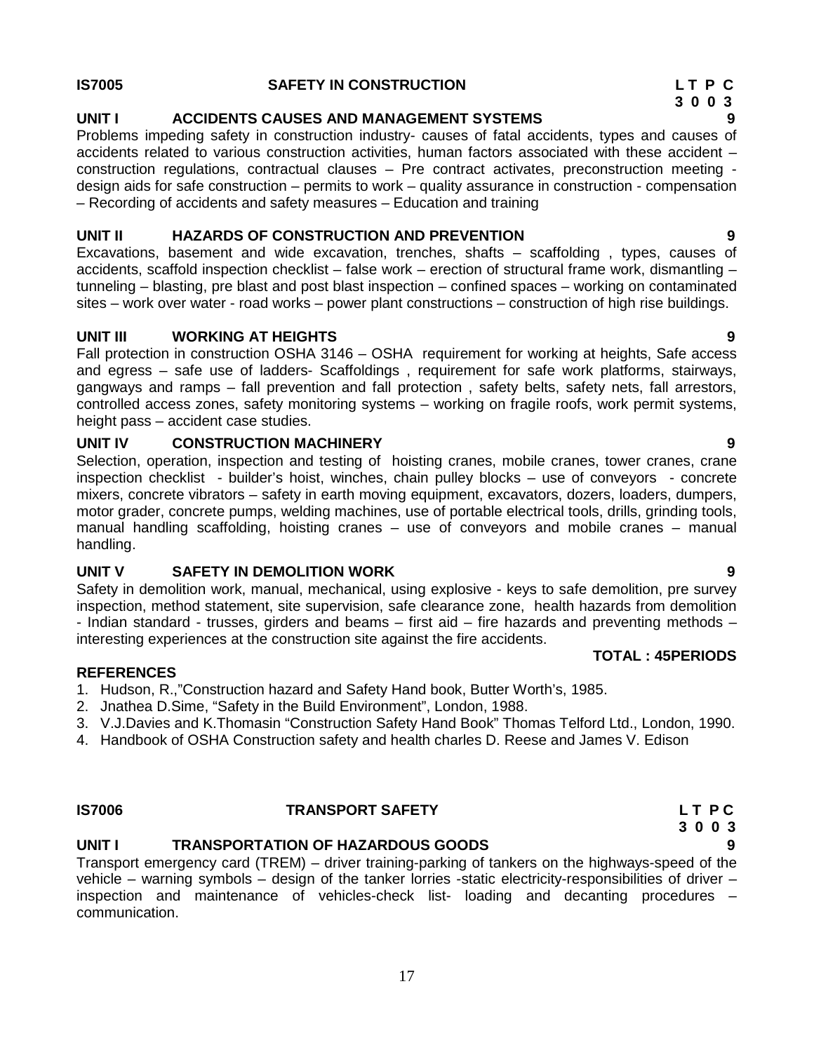## IS7005 SAFETY IN CONSTRUCTION

**L T P C**
**3 0 0 3**

### UNIT I ACCIDENTS CAUSES AND MANAGEMENT SYSTEMS 9

Problems impeding safety in construction industry- causes of fatal accidents, types and causes of accidents related to various construction activities, human factors associated with these accident – construction regulations, contractual clauses – Pre contract activates, preconstruction meeting - design aids for safe construction – permits to work – quality assurance in construction - compensation – Recording of accidents and safety measures – Education and training

### UNIT II HAZARDS OF CONSTRUCTION AND PREVENTION 9

Excavations, basement and wide excavation, trenches, shafts – scaffolding , types, causes of accidents, scaffold inspection checklist – false work – erection of structural frame work, dismantling – tunneling – blasting, pre blast and post blast inspection – confined spaces – working on contaminated sites – work over water - road works – power plant constructions – construction of high rise buildings.

### UNIT III WORKING AT HEIGHTS 9

Fall protection in construction OSHA 3146 – OSHA requirement for working at heights, Safe access and egress – safe use of ladders- Scaffoldings , requirement for safe work platforms, stairways, gangways and ramps – fall prevention and fall protection , safety belts, safety nets, fall arrestors, controlled access zones, safety monitoring systems – working on fragile roofs, work permit systems, height pass – accident case studies.

### UNIT IV CONSTRUCTION MACHINERY 9

Selection, operation, inspection and testing of hoisting cranes, mobile cranes, tower cranes, crane inspection checklist - builder's hoist, winches, chain pulley blocks – use of conveyors - concrete mixers, concrete vibrators – safety in earth moving equipment, excavators, dozers, loaders, dumpers, motor grader, concrete pumps, welding machines, use of portable electrical tools, drills, grinding tools, manual handling scaffolding, hoisting cranes – use of conveyors and mobile cranes – manual handling.

### UNIT V SAFETY IN DEMOLITION WORK 9

Safety in demolition work, manual, mechanical, using explosive - keys to safe demolition, pre survey inspection, method statement, site supervision, safe clearance zone, health hazards from demolition - Indian standard - trusses, girders and beams – first aid – fire hazards and preventing methods – interesting experiences at the construction site against the fire accidents.

**TOTAL : 45PERIODS**

### REFERENCES

1. Hudson, R.,"Construction hazard and Safety Hand book, Butter Worth's, 1985.
2. Jnathea D.Sime, "Safety in the Build Environment", London, 1988.
3. V.J.Davies and K.Thomasin "Construction Safety Hand Book" Thomas Telford Ltd., London, 1990.
4. Handbook of OSHA Construction safety and health charles D. Reese and James V. Edison

## IS7006 TRANSPORT SAFETY

**L T P C**
**3 0 0 3**

### UNIT I TRANSPORTATION OF HAZARDOUS GOODS 9

Transport emergency card (TREM) – driver training-parking of tankers on the highways-speed of the vehicle – warning symbols – design of the tanker lorries -static electricity-responsibilities of driver – inspection and maintenance of vehicles-check list- loading and decanting procedures – communication.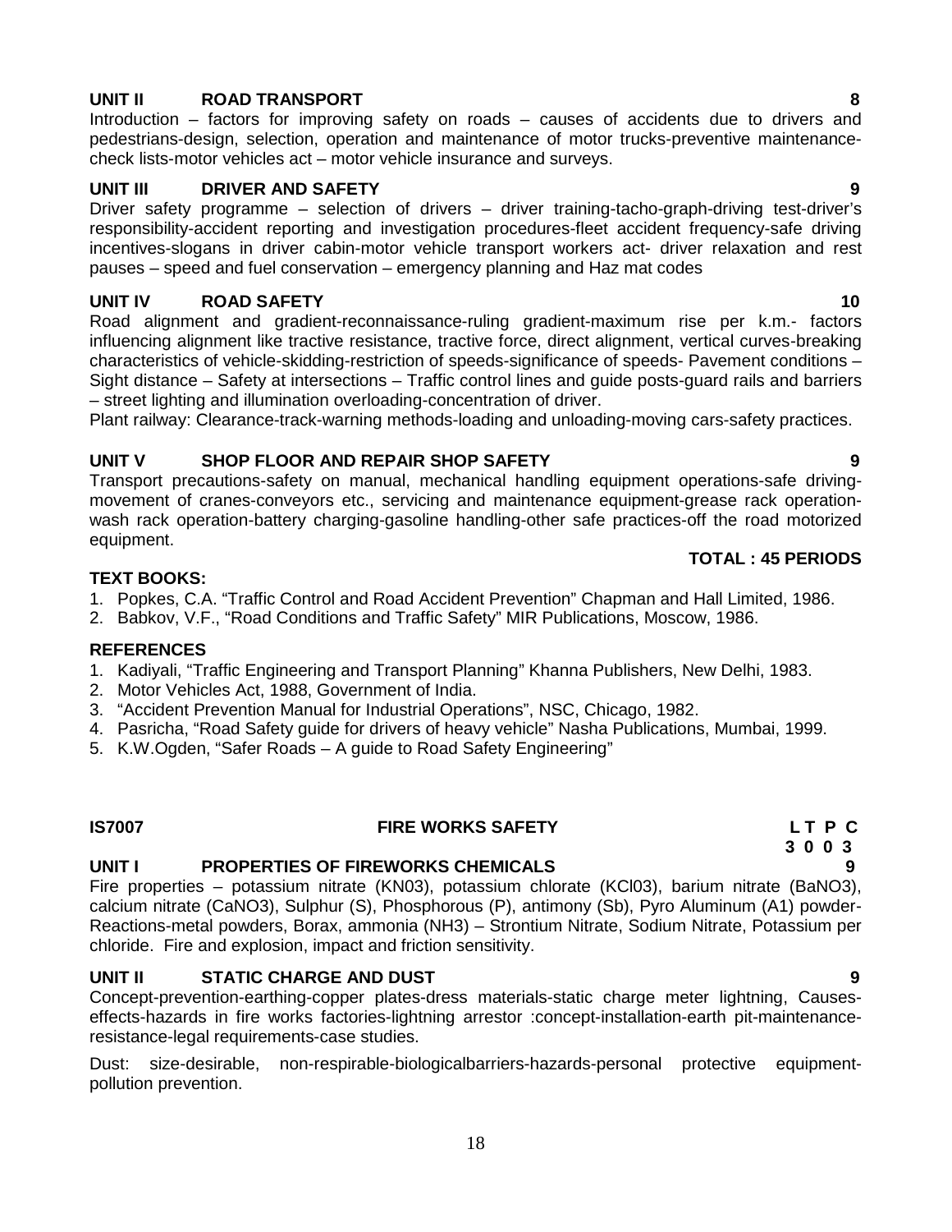**UNIT II ROAD TRANSPORT 8**

Introduction – factors for improving safety on roads – causes of accidents due to drivers and pedestrians-design, selection, operation and maintenance of motor trucks-preventive maintenance-check lists-motor vehicles act – motor vehicle insurance and surveys.

**UNIT III DRIVER AND SAFETY 9**

Driver safety programme – selection of drivers – driver training-tacho-graph-driving test-driver's responsibility-accident reporting and investigation procedures-fleet accident frequency-safe driving incentives-slogans in driver cabin-motor vehicle transport workers act- driver relaxation and rest pauses – speed and fuel conservation – emergency planning and Haz mat codes

**UNIT IV ROAD SAFETY 10**

Road alignment and gradient-reconnaissance-ruling gradient-maximum rise per k.m.- factors influencing alignment like tractive resistance, tractive force, direct alignment, vertical curves-breaking characteristics of vehicle-skidding-restriction of speeds-significance of speeds- Pavement conditions – Sight distance – Safety at intersections – Traffic control lines and guide posts-guard rails and barriers – street lighting and illumination overloading-concentration of driver.

Plant railway: Clearance-track-warning methods-loading and unloading-moving cars-safety practices.

**UNIT V SHOP FLOOR AND REPAIR SHOP SAFETY 9**

Transport precautions-safety on manual, mechanical handling equipment operations-safe driving-movement of cranes-conveyors etc., servicing and maintenance equipment-grease rack operation-wash rack operation-battery charging-gasoline handling-other safe practices-off the road motorized equipment.

**TOTAL : 45 PERIODS**

**TEXT BOOKS:**

1. Popkes, C.A. "Traffic Control and Road Accident Prevention" Chapman and Hall Limited, 1986.
2. Babkov, V.F., "Road Conditions and Traffic Safety" MIR Publications, Moscow, 1986.

**REFERENCES**

1. Kadiyali, "Traffic Engineering and Transport Planning" Khanna Publishers, New Delhi, 1983.
2. Motor Vehicles Act, 1988, Government of India.
3. "Accident Prevention Manual for Industrial Operations", NSC, Chicago, 1982.
4. Pasricha, "Road Safety guide for drivers of heavy vehicle" Nasha Publications, Mumbai, 1999.
5. K.W.Ogden, "Safer Roads – A guide to Road Safety Engineering"

**IS7007 FIRE WORKS SAFETY L T P C**
**3 0 0 3**

**UNIT I PROPERTIES OF FIREWORKS CHEMICALS 9**

Fire properties – potassium nitrate (KN03), potassium chlorate (KCl03), barium nitrate (BaNO3), calcium nitrate (CaNO3), Sulphur (S), Phosphorous (P), antimony (Sb), Pyro Aluminum (A1) powder-Reactions-metal powders, Borax, ammonia (NH3) – Strontium Nitrate, Sodium Nitrate, Potassium per chloride. Fire and explosion, impact and friction sensitivity.

**UNIT II STATIC CHARGE AND DUST 9**

Concept-prevention-earthing-copper plates-dress materials-static charge meter lightning, Causes-effects-hazards in fire works factories-lightning arrestor :concept-installation-earth pit-maintenance-resistance-legal requirements-case studies.

Dust: size-desirable, non-respirable-biologicalbarriers-hazards-personal protective equipment-pollution prevention.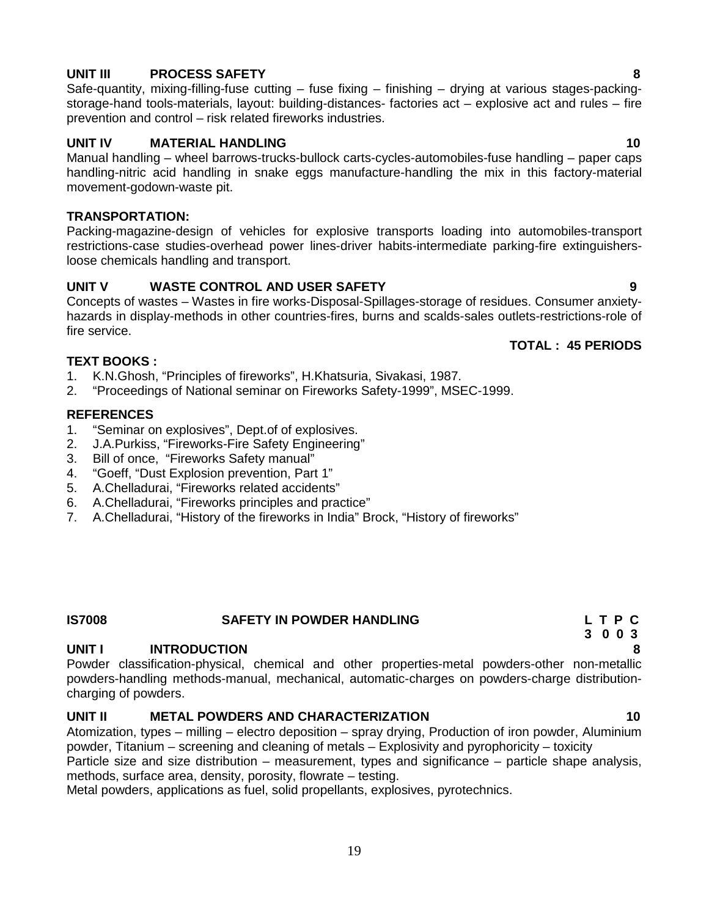**UNIT III PROCESS SAFETY** **8**

Safe-quantity, mixing-filling-fuse cutting – fuse fixing – finishing – drying at various stages-packing-storage-hand tools-materials, layout: building-distances- factories act – explosive act and rules – fire prevention and control – risk related fireworks industries.

**UNIT IV MATERIAL HANDLING** **10**

Manual handling – wheel barrows-trucks-bullock carts-cycles-automobiles-fuse handling – paper caps handling-nitric acid handling in snake eggs manufacture-handling the mix in this factory-material movement-godown-waste pit.

**TRANSPORTATION:**

Packing-magazine-design of vehicles for explosive transports loading into automobiles-transport restrictions-case studies-overhead power lines-driver habits-intermediate parking-fire extinguishers-loose chemicals handling and transport.

**UNIT V WASTE CONTROL AND USER SAFETY** **9**

Concepts of wastes – Wastes in fire works-Disposal-Spillages-storage of residues. Consumer anxiety-hazards in display-methods in other countries-fires, burns and scalds-sales outlets-restrictions-role of fire service.

**TOTAL : 45 PERIODS**

**TEXT BOOKS :**

1. K.N.Ghosh, "Principles of fireworks", H.Khatsuria, Sivakasi, 1987.
2. "Proceedings of National seminar on Fireworks Safety-1999", MSEC-1999.

**REFERENCES**

1. "Seminar on explosives", Dept.of of explosives.
2. J.A.Purkiss, "Fireworks-Fire Safety Engineering"
3. Bill of once, "Fireworks Safety manual"
4. "Goeff, "Dust Explosion prevention, Part 1"
5. A.Chelladurai, "Fireworks related accidents"
6. A.Chelladurai, "Fireworks principles and practice"
7. A.Chelladurai, "History of the fireworks in India" Brock, "History of fireworks"

**IS7008 SAFETY IN POWDER HANDLING** **L T P C**
**3 0 0 3**

**UNIT I INTRODUCTION** **8**

Powder classification-physical, chemical and other properties-metal powders-other non-metallic powders-handling methods-manual, mechanical, automatic-charges on powders-charge distribution-charging of powders.

**UNIT II METAL POWDERS AND CHARACTERIZATION** **10**

Atomization, types – milling – electro deposition – spray drying, Production of iron powder, Aluminium powder, Titanium – screening and cleaning of metals – Explosivity and pyrophoricity – toxicity

Particle size and size distribution – measurement, types and significance – particle shape analysis, methods, surface area, density, porosity, flowrate – testing.

Metal powders, applications as fuel, solid propellants, explosives, pyrotechnics.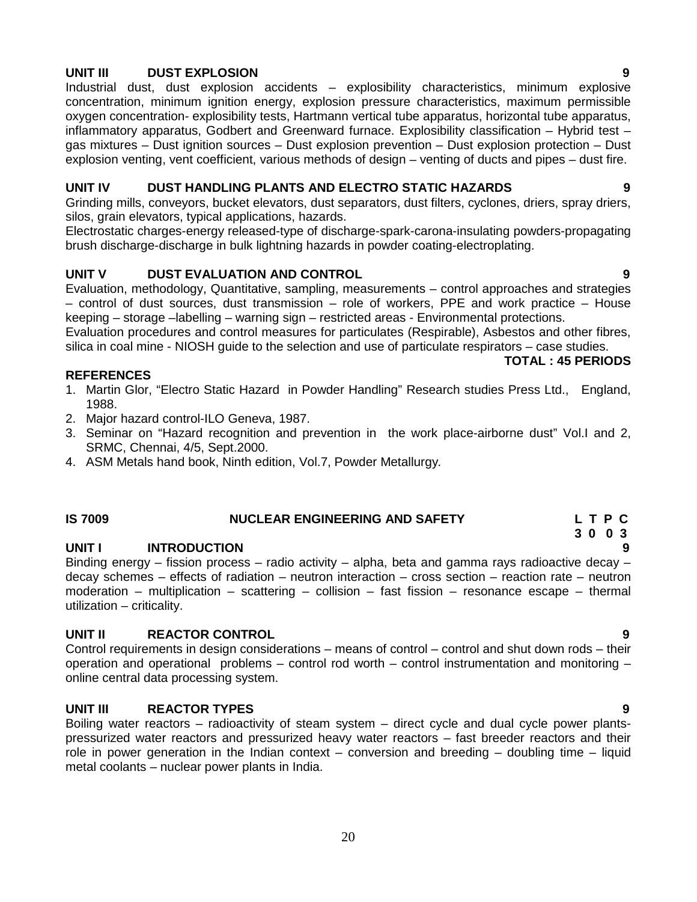### UNIT III DUST EXPLOSION 9

Industrial dust, dust explosion accidents – explosibility characteristics, minimum explosive concentration, minimum ignition energy, explosion pressure characteristics, maximum permissible oxygen concentration- explosibility tests, Hartmann vertical tube apparatus, horizontal tube apparatus, inflammatory apparatus, Godbert and Greenward furnace. Explosibility classification – Hybrid test – gas mixtures – Dust ignition sources – Dust explosion prevention – Dust explosion protection – Dust explosion venting, vent coefficient, various methods of design – venting of ducts and pipes – dust fire.

### UNIT IV DUST HANDLING PLANTS AND ELECTRO STATIC HAZARDS 9

Grinding mills, conveyors, bucket elevators, dust separators, dust filters, cyclones, driers, spray driers, silos, grain elevators, typical applications, hazards.

Electrostatic charges-energy released-type of discharge-spark-carona-insulating powders-propagating brush discharge-discharge in bulk lightning hazards in powder coating-electroplating.

### UNIT V DUST EVALUATION AND CONTROL 9

Evaluation, methodology, Quantitative, sampling, measurements – control approaches and strategies – control of dust sources, dust transmission – role of workers, PPE and work practice – House keeping – storage –labelling – warning sign – restricted areas - Environmental protections.

Evaluation procedures and control measures for particulates (Respirable), Asbestos and other fibres, silica in coal mine - NIOSH guide to the selection and use of particulate respirators – case studies.

**TOTAL : 45 PERIODS**

### REFERENCES

1. Martin Glor, "Electro Static Hazard in Powder Handling" Research studies Press Ltd., England, 1988.
2. Major hazard control-ILO Geneva, 1987.
3. Seminar on "Hazard recognition and prevention in the work place-airborne dust" Vol.I and 2, SRMC, Chennai, 4/5, Sept.2000.
4. ASM Metals hand book, Ninth edition, Vol.7, Powder Metallurgy.

## IS 7009 NUCLEAR ENGINEERING AND SAFETY

| L | T | P | C |
|---|---|---|---|
| 3 | 0 | 0 | 3 |

### UNIT I INTRODUCTION 9

Binding energy – fission process – radio activity – alpha, beta and gamma rays radioactive decay – decay schemes – effects of radiation – neutron interaction – cross section – reaction rate – neutron moderation – multiplication – scattering – collision – fast fission – resonance escape – thermal utilization – criticality.

### UNIT II REACTOR CONTROL 9

Control requirements in design considerations – means of control – control and shut down rods – their operation and operational problems – control rod worth – control instrumentation and monitoring – online central data processing system.

### UNIT III REACTOR TYPES 9

Boiling water reactors – radioactivity of steam system – direct cycle and dual cycle power plants- pressurized water reactors and pressurized heavy water reactors – fast breeder reactors and their role in power generation in the Indian context – conversion and breeding – doubling time – liquid metal coolants – nuclear power plants in India.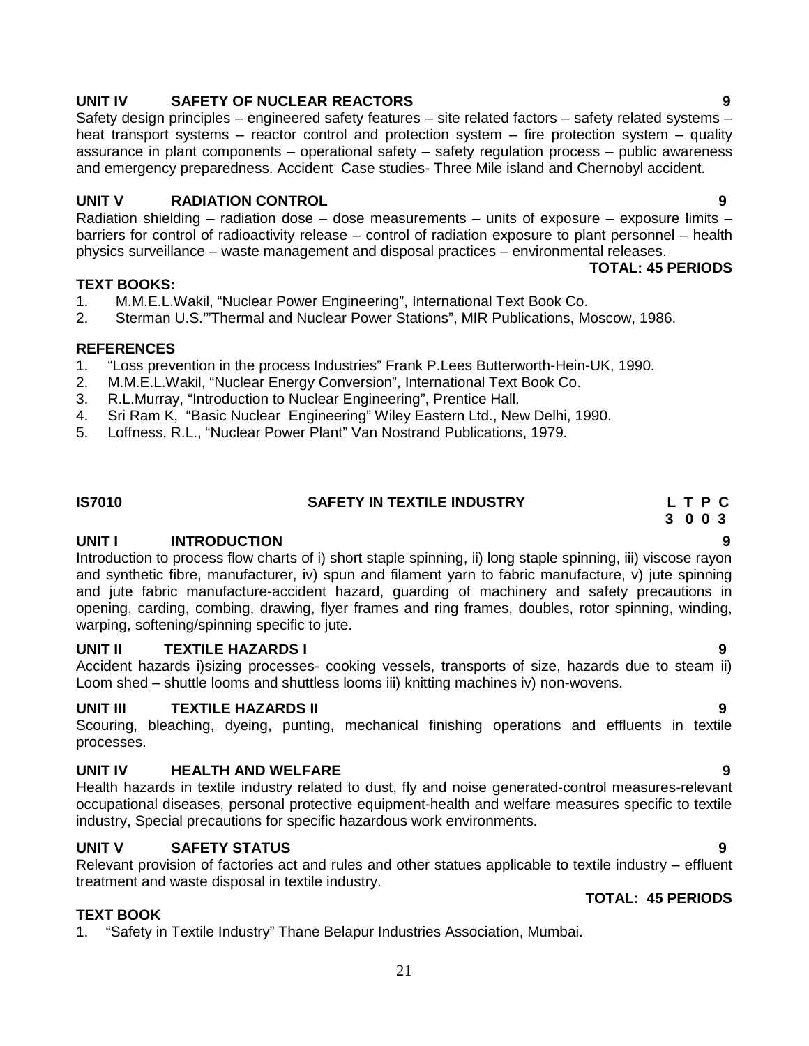### UNIT IV SAFETY OF NUCLEAR REACTORS 9

Safety design principles – engineered safety features – site related factors – safety related systems – heat transport systems – reactor control and protection system – fire protection system – quality assurance in plant components – operational safety – safety regulation process – public awareness and emergency preparedness. Accident Case studies- Three Mile island and Chernobyl accident.

### UNIT V RADIATION CONTROL 9

Radiation shielding – radiation dose – dose measurements – units of exposure – exposure limits – barriers for control of radioactivity release – control of radiation exposure to plant personnel – health physics surveillance – waste management and disposal practices – environmental releases.

**TOTAL: 45 PERIODS**

**TEXT BOOKS:**

1. M.M.E.L.Wakil, "Nuclear Power Engineering", International Text Book Co.
2. Sterman U.S.'"Thermal and Nuclear Power Stations", MIR Publications, Moscow, 1986.

**REFERENCES**

1. "Loss prevention in the process Industries" Frank P.Lees Butterworth-Hein-UK, 1990.
2. M.M.E.L.Wakil, "Nuclear Energy Conversion", International Text Book Co.
3. R.L.Murray, "Introduction to Nuclear Engineering", Prentice Hall.
4. Sri Ram K, "Basic Nuclear Engineering" Wiley Eastern Ltd., New Delhi, 1990.
5. Loffness, R.L., "Nuclear Power Plant" Van Nostrand Publications, 1979.

## IS7010 SAFETY IN TEXTILE INDUSTRY

| L | T | P | C |
|---|---|---|---|
| 3 | 0 | 0 | 3 |

### UNIT I INTRODUCTION 9

Introduction to process flow charts of i) short staple spinning, ii) long staple spinning, iii) viscose rayon and synthetic fibre, manufacturer, iv) spun and filament yarn to fabric manufacture, v) jute spinning and jute fabric manufacture-accident hazard, guarding of machinery and safety precautions in opening, carding, combing, drawing, flyer frames and ring frames, doubles, rotor spinning, winding, warping, softening/spinning specific to jute.

### UNIT II TEXTILE HAZARDS I 9

Accident hazards i)sizing processes- cooking vessels, transports of size, hazards due to steam ii) Loom shed – shuttle looms and shuttless looms iii) knitting machines iv) non-wovens.

### UNIT III TEXTILE HAZARDS II 9

Scouring, bleaching, dyeing, punting, mechanical finishing operations and effluents in textile processes.

### UNIT IV HEALTH AND WELFARE 9

Health hazards in textile industry related to dust, fly and noise generated-control measures-relevant occupational diseases, personal protective equipment-health and welfare measures specific to textile industry, Special precautions for specific hazardous work environments.

### UNIT V SAFETY STATUS 9

Relevant provision of factories act and rules and other statues applicable to textile industry – effluent treatment and waste disposal in textile industry.

**TOTAL: 45 PERIODS**

**TEXT BOOK**

1. "Safety in Textile Industry" Thane Belapur Industries Association, Mumbai.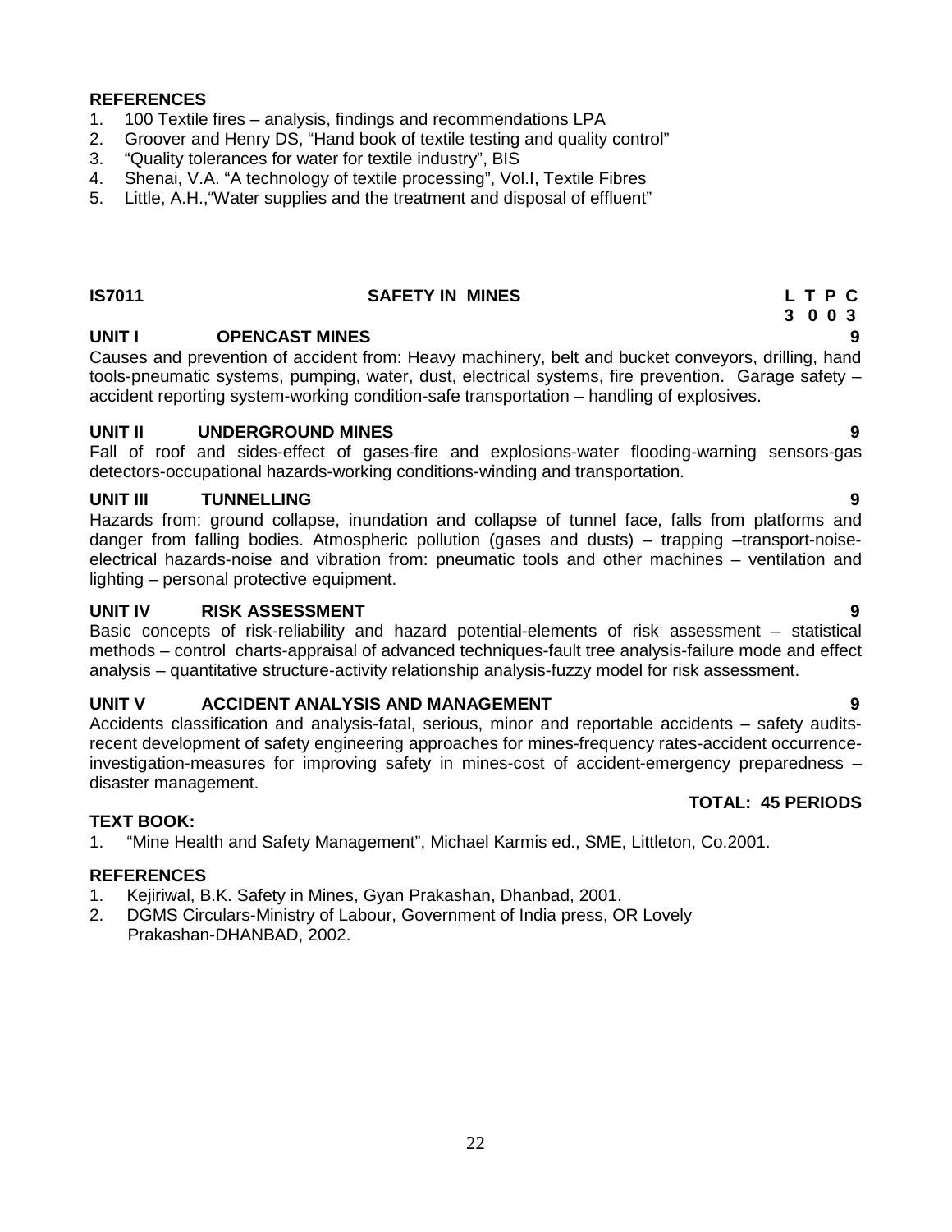**REFERENCES**

1. 100 Textile fires – analysis, findings and recommendations LPA
2. Groover and Henry DS, "Hand book of textile testing and quality control"
3. "Quality tolerances for water for textile industry", BIS
4. Shenai, V.A. "A technology of textile processing", Vol.I, Textile Fibres
5. Little, A.H.,"Water supplies and the treatment and disposal of effluent"

## IS7011 SAFETY IN MINES

**L T P C**
**3 0 0 3**

### UNIT I OPENCAST MINES — 9

Causes and prevention of accident from: Heavy machinery, belt and bucket conveyors, drilling, hand tools-pneumatic systems, pumping, water, dust, electrical systems, fire prevention. Garage safety – accident reporting system-working condition-safe transportation – handling of explosives.

### UNIT II UNDERGROUND MINES — 9

Fall of roof and sides-effect of gases-fire and explosions-water flooding-warning sensors-gas detectors-occupational hazards-working conditions-winding and transportation.

### UNIT III TUNNELLING — 9

Hazards from: ground collapse, inundation and collapse of tunnel face, falls from platforms and danger from falling bodies. Atmospheric pollution (gases and dusts) – trapping –transport-noise-electrical hazards-noise and vibration from: pneumatic tools and other machines – ventilation and lighting – personal protective equipment.

### UNIT IV RISK ASSESSMENT — 9

Basic concepts of risk-reliability and hazard potential-elements of risk assessment – statistical methods – control charts-appraisal of advanced techniques-fault tree analysis-failure mode and effect analysis – quantitative structure-activity relationship analysis-fuzzy model for risk assessment.

### UNIT V ACCIDENT ANALYSIS AND MANAGEMENT — 9

Accidents classification and analysis-fatal, serious, minor and reportable accidents – safety audits-recent development of safety engineering approaches for mines-frequency rates-accident occurrence-investigation-measures for improving safety in mines-cost of accident-emergency preparedness – disaster management.

**TOTAL: 45 PERIODS**

**TEXT BOOK:**

1. "Mine Health and Safety Management", Michael Karmis ed., SME, Littleton, Co.2001.

**REFERENCES**

1. Kejiriwal, B.K. Safety in Mines, Gyan Prakashan, Dhanbad, 2001.
2. DGMS Circulars-Ministry of Labour, Government of India press, OR Lovely Prakashan-DHANBAD, 2002.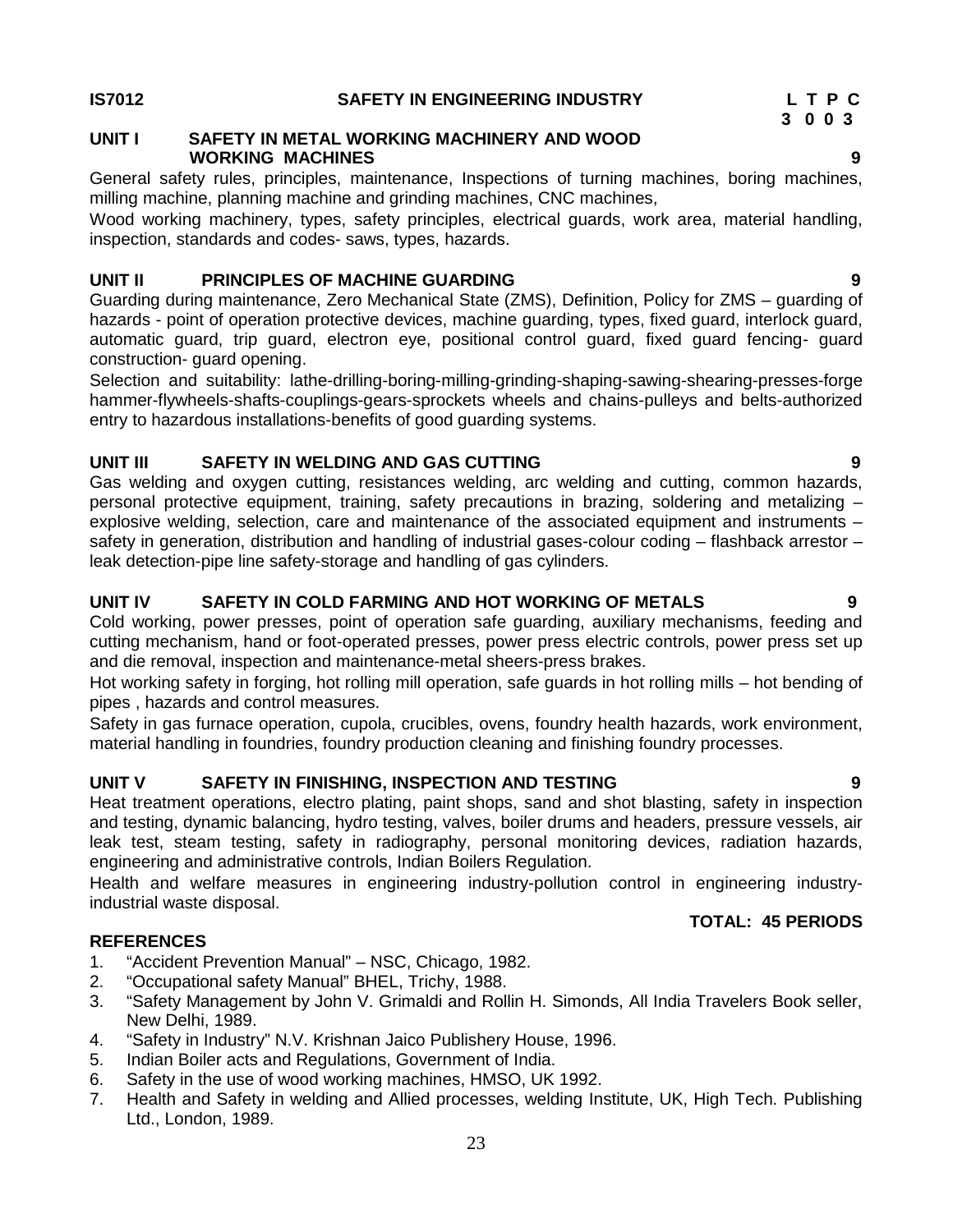**IS7012 SAFETY IN ENGINEERING INDUSTRY**

**L T P C**
**3 0 0 3**

### UNIT I SAFETY IN METAL WORKING MACHINERY AND WOOD WORKING MACHINES 9

General safety rules, principles, maintenance, Inspections of turning machines, boring machines, milling machine, planning machine and grinding machines, CNC machines,

Wood working machinery, types, safety principles, electrical guards, work area, material handling, inspection, standards and codes- saws, types, hazards.

### UNIT II PRINCIPLES OF MACHINE GUARDING 9

Guarding during maintenance, Zero Mechanical State (ZMS), Definition, Policy for ZMS – guarding of hazards - point of operation protective devices, machine guarding, types, fixed guard, interlock guard, automatic guard, trip guard, electron eye, positional control guard, fixed guard fencing- guard construction- guard opening.

Selection and suitability: lathe-drilling-boring-milling-grinding-shaping-sawing-shearing-presses-forge hammer-flywheels-shafts-couplings-gears-sprockets wheels and chains-pulleys and belts-authorized entry to hazardous installations-benefits of good guarding systems.

### UNIT III SAFETY IN WELDING AND GAS CUTTING 9

Gas welding and oxygen cutting, resistances welding, arc welding and cutting, common hazards, personal protective equipment, training, safety precautions in brazing, soldering and metalizing – explosive welding, selection, care and maintenance of the associated equipment and instruments – safety in generation, distribution and handling of industrial gases-colour coding – flashback arrestor – leak detection-pipe line safety-storage and handling of gas cylinders.

### UNIT IV SAFETY IN COLD FARMING AND HOT WORKING OF METALS 9

Cold working, power presses, point of operation safe guarding, auxiliary mechanisms, feeding and cutting mechanism, hand or foot-operated presses, power press electric controls, power press set up and die removal, inspection and maintenance-metal sheers-press brakes.

Hot working safety in forging, hot rolling mill operation, safe guards in hot rolling mills – hot bending of pipes , hazards and control measures.

Safety in gas furnace operation, cupola, crucibles, ovens, foundry health hazards, work environment, material handling in foundries, foundry production cleaning and finishing foundry processes.

### UNIT V SAFETY IN FINISHING, INSPECTION AND TESTING 9

Heat treatment operations, electro plating, paint shops, sand and shot blasting, safety in inspection and testing, dynamic balancing, hydro testing, valves, boiler drums and headers, pressure vessels, air leak test, steam testing, safety in radiography, personal monitoring devices, radiation hazards, engineering and administrative controls, Indian Boilers Regulation.

Health and welfare measures in engineering industry-pollution control in engineering industry-industrial waste disposal.

**TOTAL: 45 PERIODS**

### REFERENCES

1. "Accident Prevention Manual" – NSC, Chicago, 1982.
2. "Occupational safety Manual" BHEL, Trichy, 1988.
3. "Safety Management by John V. Grimaldi and Rollin H. Simonds, All India Travelers Book seller, New Delhi, 1989.
4. "Safety in Industry" N.V. Krishnan Jaico Publishery House, 1996.
5. Indian Boiler acts and Regulations, Government of India.
6. Safety in the use of wood working machines, HMSO, UK 1992.
7. Health and Safety in welding and Allied processes, welding Institute, UK, High Tech. Publishing Ltd., London, 1989.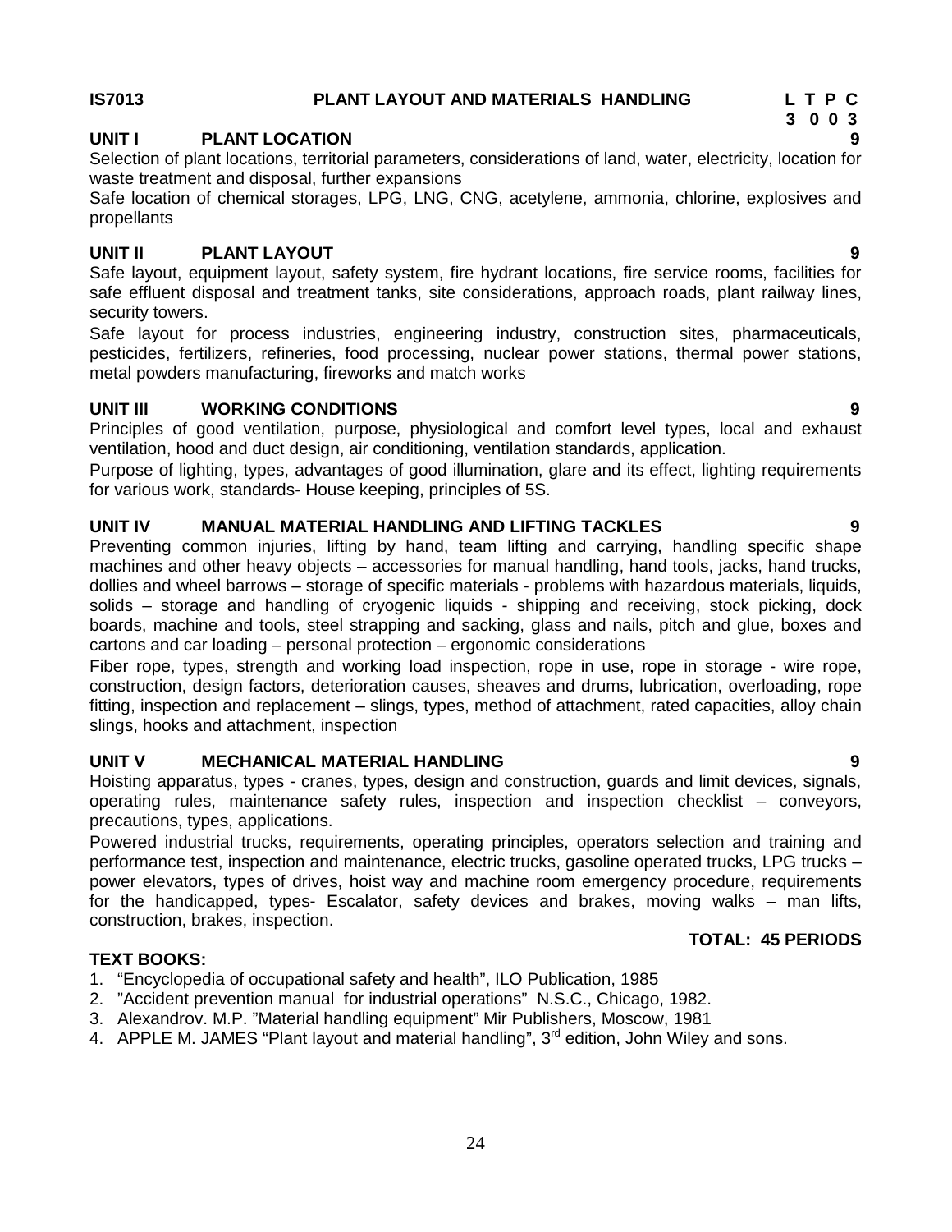**IS7013 PLANT LAYOUT AND MATERIALS HANDLING**

| L | T | P | C |
|---|---|---|---|
| 3 | 0 | 0 | 3 |

## UNIT I PLANT LOCATION 9

Selection of plant locations, territorial parameters, considerations of land, water, electricity, location for waste treatment and disposal, further expansions

Safe location of chemical storages, LPG, LNG, CNG, acetylene, ammonia, chlorine, explosives and propellants

## UNIT II PLANT LAYOUT 9

Safe layout, equipment layout, safety system, fire hydrant locations, fire service rooms, facilities for safe effluent disposal and treatment tanks, site considerations, approach roads, plant railway lines, security towers.

Safe layout for process industries, engineering industry, construction sites, pharmaceuticals, pesticides, fertilizers, refineries, food processing, nuclear power stations, thermal power stations, metal powders manufacturing, fireworks and match works

## UNIT III WORKING CONDITIONS 9

Principles of good ventilation, purpose, physiological and comfort level types, local and exhaust ventilation, hood and duct design, air conditioning, ventilation standards, application.

Purpose of lighting, types, advantages of good illumination, glare and its effect, lighting requirements for various work, standards- House keeping, principles of 5S.

## UNIT IV MANUAL MATERIAL HANDLING AND LIFTING TACKLES 9

Preventing common injuries, lifting by hand, team lifting and carrying, handling specific shape machines and other heavy objects – accessories for manual handling, hand tools, jacks, hand trucks, dollies and wheel barrows – storage of specific materials - problems with hazardous materials, liquids, solids – storage and handling of cryogenic liquids - shipping and receiving, stock picking, dock boards, machine and tools, steel strapping and sacking, glass and nails, pitch and glue, boxes and cartons and car loading – personal protection – ergonomic considerations

Fiber rope, types, strength and working load inspection, rope in use, rope in storage - wire rope, construction, design factors, deterioration causes, sheaves and drums, lubrication, overloading, rope fitting, inspection and replacement – slings, types, method of attachment, rated capacities, alloy chain slings, hooks and attachment, inspection

## UNIT V MECHANICAL MATERIAL HANDLING 9

Hoisting apparatus, types - cranes, types, design and construction, guards and limit devices, signals, operating rules, maintenance safety rules, inspection and inspection checklist – conveyors, precautions, types, applications.

Powered industrial trucks, requirements, operating principles, operators selection and training and performance test, inspection and maintenance, electric trucks, gasoline operated trucks, LPG trucks – power elevators, types of drives, hoist way and machine room emergency procedure, requirements for the handicapped, types- Escalator, safety devices and brakes, moving walks – man lifts, construction, brakes, inspection.

**TOTAL: 45 PERIODS**

**TEXT BOOKS:**

1. "Encyclopedia of occupational safety and health", ILO Publication, 1985
2. "Accident prevention manual for industrial operations" N.S.C., Chicago, 1982.
3. Alexandrov. M.P. "Material handling equipment" Mir Publishers, Moscow, 1981
4. APPLE M. JAMES "Plant layout and material handling", 3rd edition, John Wiley and sons.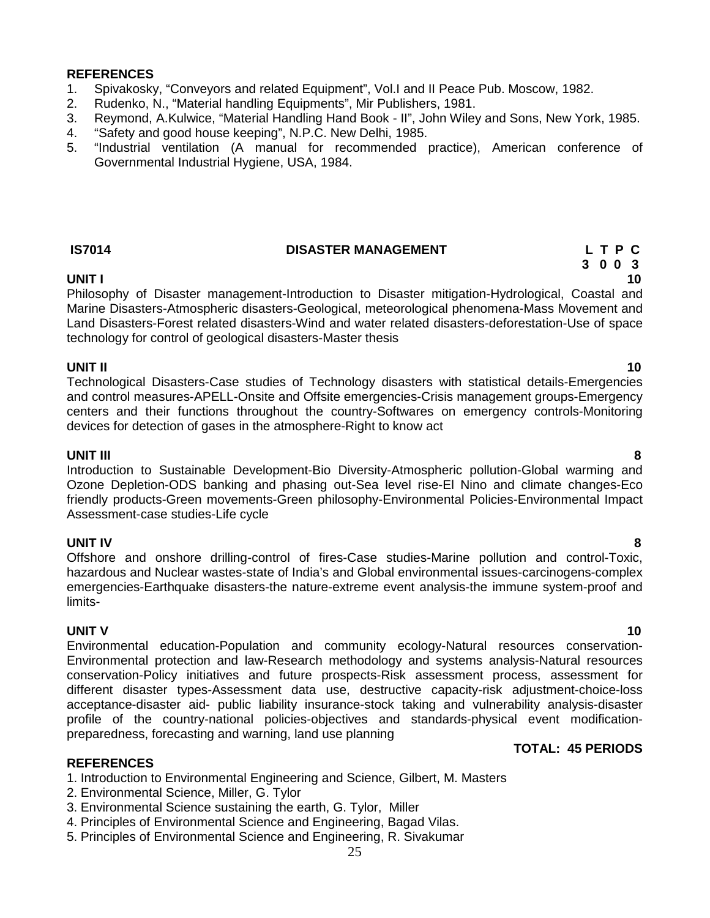**REFERENCES**

1. Spivakosky, "Conveyors and related Equipment", Vol.I and II Peace Pub. Moscow, 1982.
2. Rudenko, N., "Material handling Equipments", Mir Publishers, 1981.
3. Reymond, A.Kulwice, "Material Handling Hand Book - II", John Wiley and Sons, New York, 1985.
4. "Safety and good house keeping", N.P.C. New Delhi, 1985.
5. "Industrial ventilation (A manual for recommended practice), American conference of Governmental Industrial Hygiene, USA, 1984.

## IS7014 DISASTER MANAGEMENT

| L | T | P | C |
|---|---|---|---|
| 3 | 0 | 0 | 3 |

**UNIT I** **10**

Philosophy of Disaster management-Introduction to Disaster mitigation-Hydrological, Coastal and Marine Disasters-Atmospheric disasters-Geological, meteorological phenomena-Mass Movement and Land Disasters-Forest related disasters-Wind and water related disasters-deforestation-Use of space technology for control of geological disasters-Master thesis

**UNIT II** **10**

Technological Disasters-Case studies of Technology disasters with statistical details-Emergencies and control measures-APELL-Onsite and Offsite emergencies-Crisis management groups-Emergency centers and their functions throughout the country-Softwares on emergency controls-Monitoring devices for detection of gases in the atmosphere-Right to know act

**UNIT III** **8**

Introduction to Sustainable Development-Bio Diversity-Atmospheric pollution-Global warming and Ozone Depletion-ODS banking and phasing out-Sea level rise-El Nino and climate changes-Eco friendly products-Green movements-Green philosophy-Environmental Policies-Environmental Impact Assessment-case studies-Life cycle

**UNIT IV** **8**

Offshore and onshore drilling-control of fires-Case studies-Marine pollution and control-Toxic, hazardous and Nuclear wastes-state of India's and Global environmental issues-carcinogens-complex emergencies-Earthquake disasters-the nature-extreme event analysis-the immune system-proof and limits-

**UNIT V** **10**

Environmental education-Population and community ecology-Natural resources conservation-Environmental protection and law-Research methodology and systems analysis-Natural resources conservation-Policy initiatives and future prospects-Risk assessment process, assessment for different disaster types-Assessment data use, destructive capacity-risk adjustment-choice-loss acceptance-disaster aid- public liability insurance-stock taking and vulnerability analysis-disaster profile of the country-national policies-objectives and standards-physical event modification-preparedness, forecasting and warning, land use planning

**TOTAL: 45 PERIODS**

**REFERENCES**

1. Introduction to Environmental Engineering and Science, Gilbert, M. Masters
2. Environmental Science, Miller, G. Tylor
3. Environmental Science sustaining the earth, G. Tylor, Miller
4. Principles of Environmental Science and Engineering, Bagad Vilas.
5. Principles of Environmental Science and Engineering, R. Sivakumar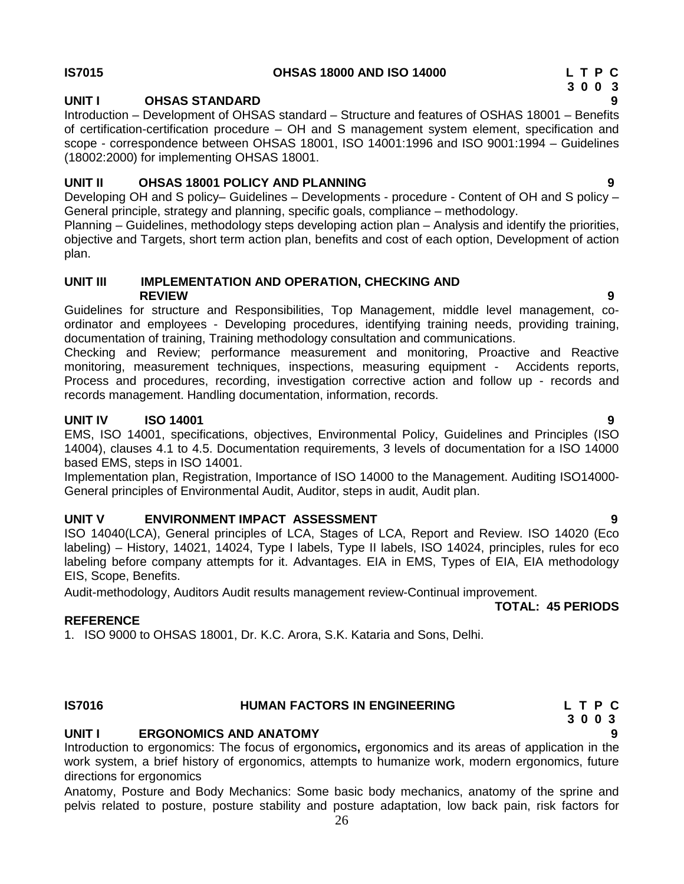**IS7015　　　　　　　　OHSAS 18000 AND ISO 14000　　　　　　　　L T P C**
**3 0 0 3**

**UNIT I　　OHSAS STANDARD　　9**

Introduction – Development of OHSAS standard – Structure and features of OSHAS 18001 – Benefits of certification-certification procedure – OH and S management system element, specification and scope - correspondence between OHSAS 18001, ISO 14001:1996 and ISO 9001:1994 – Guidelines (18002:2000) for implementing OHSAS 18001.

**UNIT II　　OHSAS 18001 POLICY AND PLANNING　　9**

Developing OH and S policy– Guidelines – Developments - procedure - Content of OH and S policy – General principle, strategy and planning, specific goals, compliance – methodology.

Planning – Guidelines, methodology steps developing action plan – Analysis and identify the priorities, objective and Targets, short term action plan, benefits and cost of each option, Development of action plan.

**UNIT III　　IMPLEMENTATION AND OPERATION, CHECKING AND REVIEW　　9**

Guidelines for structure and Responsibilities, Top Management, middle level management, co-ordinator and employees - Developing procedures, identifying training needs, providing training, documentation of training, Training methodology consultation and communications.

Checking and Review; performance measurement and monitoring, Proactive and Reactive monitoring, measurement techniques, inspections, measuring equipment - Accidents reports, Process and procedures, recording, investigation corrective action and follow up - records and records management. Handling documentation, information, records.

**UNIT IV　　ISO 14001　　9**

EMS, ISO 14001, specifications, objectives, Environmental Policy, Guidelines and Principles (ISO 14004), clauses 4.1 to 4.5. Documentation requirements, 3 levels of documentation for a ISO 14000 based EMS, steps in ISO 14001.

Implementation plan, Registration, Importance of ISO 14000 to the Management. Auditing ISO14000- General principles of Environmental Audit, Auditor, steps in audit, Audit plan.

**UNIT V　　ENVIRONMENT IMPACT ASSESSMENT　　9**

ISO 14040(LCA), General principles of LCA, Stages of LCA, Report and Review. ISO 14020 (Eco labeling) – History, 14021, 14024, Type I labels, Type II labels, ISO 14024, principles, rules for eco labeling before company attempts for it. Advantages. EIA in EMS, Types of EIA, EIA methodology EIS, Scope, Benefits.

Audit-methodology, Auditors Audit results management review-Continual improvement.

**TOTAL: 45 PERIODS**

**REFERENCE**

1. ISO 9000 to OHSAS 18001, Dr. K.C. Arora, S.K. Kataria and Sons, Delhi.

**IS7016　　　　　　　　HUMAN FACTORS IN ENGINEERING　　　　　　　　L T P C**
**3 0 0 3**

**UNIT I　　ERGONOMICS AND ANATOMY　　9**

Introduction to ergonomics: The focus of ergonomics**,** ergonomics and its areas of application in the work system, a brief history of ergonomics, attempts to humanize work, modern ergonomics, future directions for ergonomics

Anatomy, Posture and Body Mechanics: Some basic body mechanics, anatomy of the sprine and pelvis related to posture, posture stability and posture adaptation, low back pain, risk factors for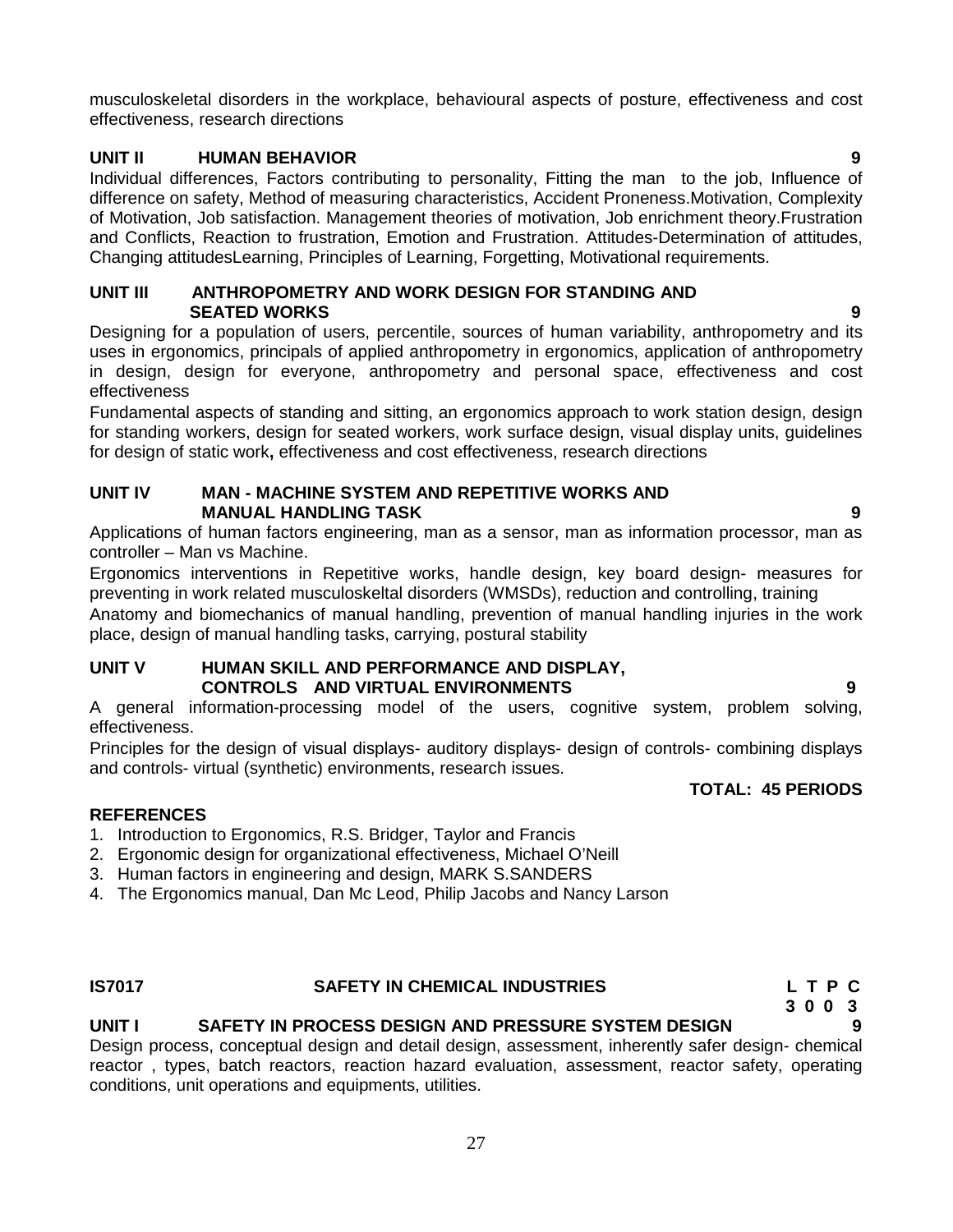musculoskeletal disorders in the workplace, behavioural aspects of posture, effectiveness and cost effectiveness, research directions

**UNIT II HUMAN BEHAVIOR 9**

Individual differences, Factors contributing to personality, Fitting the man to the job, Influence of difference on safety, Method of measuring characteristics, Accident Proneness.Motivation, Complexity of Motivation, Job satisfaction. Management theories of motivation, Job enrichment theory.Frustration and Conflicts, Reaction to frustration, Emotion and Frustration. Attitudes-Determination of attitudes, Changing attitudesLearning, Principles of Learning, Forgetting, Motivational requirements.

**UNIT III ANTHROPOMETRY AND WORK DESIGN FOR STANDING AND SEATED WORKS 9**

Designing for a population of users, percentile, sources of human variability, anthropometry and its uses in ergonomics, principals of applied anthropometry in ergonomics, application of anthropometry in design, design for everyone, anthropometry and personal space, effectiveness and cost effectiveness

Fundamental aspects of standing and sitting, an ergonomics approach to work station design, design for standing workers, design for seated workers, work surface design, visual display units, guidelines for design of static work**,** effectiveness and cost effectiveness, research directions

**UNIT IV MAN - MACHINE SYSTEM AND REPETITIVE WORKS AND MANUAL HANDLING TASK 9**

Applications of human factors engineering, man as a sensor, man as information processor, man as controller – Man vs Machine.

Ergonomics interventions in Repetitive works, handle design, key board design- measures for preventing in work related musculoskeltal disorders (WMSDs), reduction and controlling, training

Anatomy and biomechanics of manual handling, prevention of manual handling injuries in the work place, design of manual handling tasks, carrying, postural stability

**UNIT V HUMAN SKILL AND PERFORMANCE AND DISPLAY, CONTROLS AND VIRTUAL ENVIRONMENTS 9**

A general information-processing model of the users, cognitive system, problem solving, effectiveness.

Principles for the design of visual displays- auditory displays- design of controls- combining displays and controls- virtual (synthetic) environments, research issues.

**TOTAL: 45 PERIODS**

**REFERENCES**

1. Introduction to Ergonomics, R.S. Bridger, Taylor and Francis
2. Ergonomic design for organizational effectiveness, Michael O'Neill
3. Human factors in engineering and design, MARK S.SANDERS
4. The Ergonomics manual, Dan Mc Leod, Philip Jacobs and Nancy Larson

**IS7017 SAFETY IN CHEMICAL INDUSTRIES**

| L | T | P | C |
|---|---|---|---|
| 3 | 0 | 0 | 3 |

**UNIT I SAFETY IN PROCESS DESIGN AND PRESSURE SYSTEM DESIGN 9**

Design process, conceptual design and detail design, assessment, inherently safer design- chemical reactor , types, batch reactors, reaction hazard evaluation, assessment, reactor safety, operating conditions, unit operations and equipments, utilities.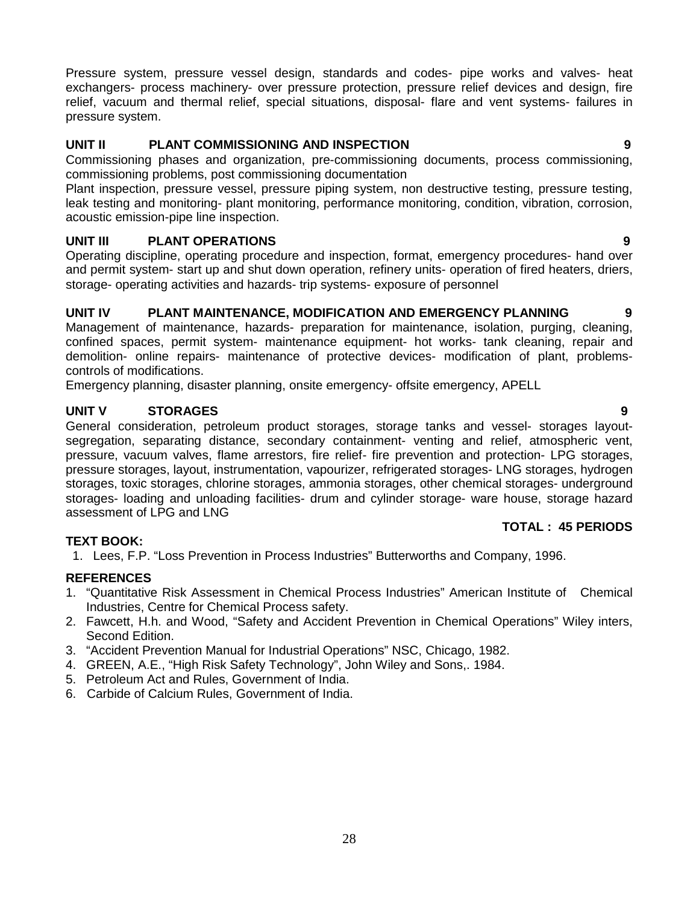Pressure system, pressure vessel design, standards and codes- pipe works and valves- heat exchangers- process machinery- over pressure protection, pressure relief devices and design, fire relief, vacuum and thermal relief, special situations, disposal- flare and vent systems- failures in pressure system.

### UNIT II PLANT COMMISSIONING AND INSPECTION 9

Commissioning phases and organization, pre-commissioning documents, process commissioning, commissioning problems, post commissioning documentation

Plant inspection, pressure vessel, pressure piping system, non destructive testing, pressure testing, leak testing and monitoring- plant monitoring, performance monitoring, condition, vibration, corrosion, acoustic emission-pipe line inspection.

### UNIT III PLANT OPERATIONS 9

Operating discipline, operating procedure and inspection, format, emergency procedures- hand over and permit system- start up and shut down operation, refinery units- operation of fired heaters, driers, storage- operating activities and hazards- trip systems- exposure of personnel

### UNIT IV PLANT MAINTENANCE, MODIFICATION AND EMERGENCY PLANNING 9

Management of maintenance, hazards- preparation for maintenance, isolation, purging, cleaning, confined spaces, permit system- maintenance equipment- hot works- tank cleaning, repair and demolition- online repairs- maintenance of protective devices- modification of plant, problems- controls of modifications.

Emergency planning, disaster planning, onsite emergency- offsite emergency, APELL

### UNIT V STORAGES 9

General consideration, petroleum product storages, storage tanks and vessel- storages layout- segregation, separating distance, secondary containment- venting and relief, atmospheric vent, pressure, vacuum valves, flame arrestors, fire relief- fire prevention and protection- LPG storages, pressure storages, layout, instrumentation, vapourizer, refrigerated storages- LNG storages, hydrogen storages, toxic storages, chlorine storages, ammonia storages, other chemical storages- underground storages- loading and unloading facilities- drum and cylinder storage- ware house, storage hazard assessment of LPG and LNG

**TOTAL : 45 PERIODS**

**TEXT BOOK:**

1. Lees, F.P. “Loss Prevention in Process Industries” Butterworths and Company, 1996.

**REFERENCES**

1. “Quantitative Risk Assessment in Chemical Process Industries” American Institute of Chemical Industries, Centre for Chemical Process safety.
2. Fawcett, H.h. and Wood, “Safety and Accident Prevention in Chemical Operations” Wiley inters, Second Edition.
3. “Accident Prevention Manual for Industrial Operations” NSC, Chicago, 1982.
4. GREEN, A.E., “High Risk Safety Technology”, John Wiley and Sons,. 1984.
5. Petroleum Act and Rules, Government of India.
6. Carbide of Calcium Rules, Government of India.